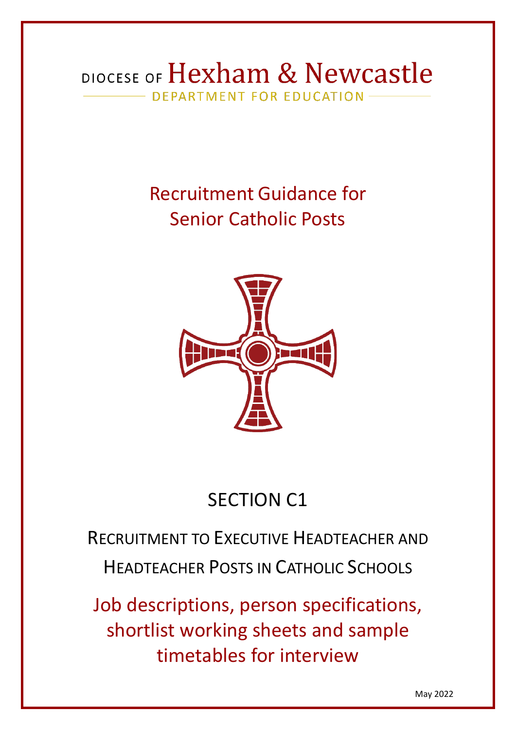DIOCESE OF **Hexham & Newcastle**

DEPARTMENT FOR EDUCATION

# Recruitment Guidance for Senior Catholic Posts

## SECTION C1

## RECRUITMENT TO EXECUTIVE HEADTEACHER AND HEADTEACHER POSTS IN CATHOLIC SCHOOLS

### Job descriptions, person specifications, shortlist working sheets and sample timetables for interview

May 2022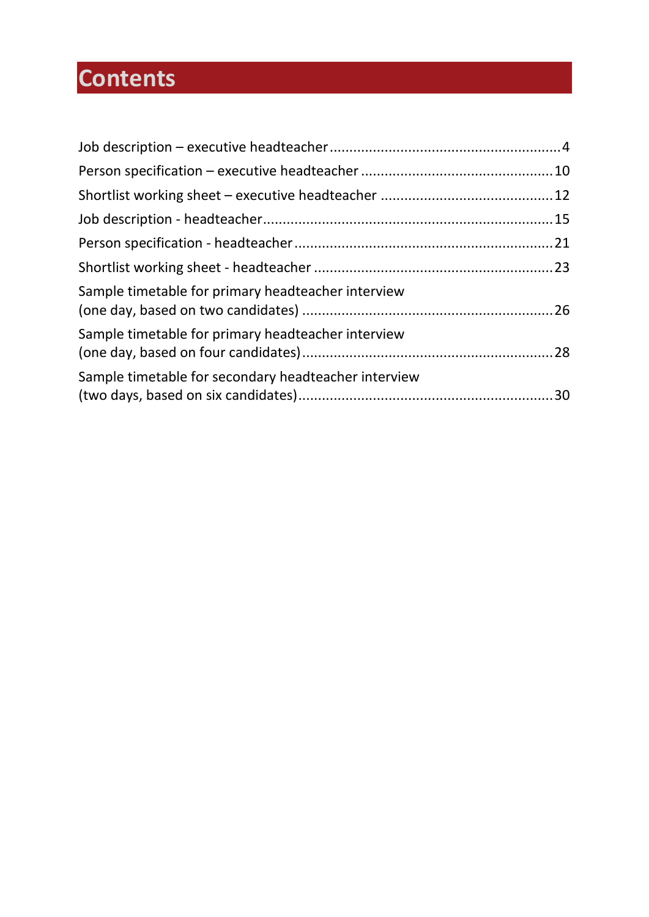# Contents

Job description – executive headteacher ........................................................... 4
Person specification – executive headteacher .................................................. 10
Shortlist working sheet – executive headteacher .............................................. 12
Job description - headteacher ........................................................................... 15
Person specification - headteacher .................................................................... 21
Shortlist working sheet - headteacher ................................................................ 23
Sample timetable for primary headteacher interview (one day, based on two candidates) ........................................................................ 26
Sample timetable for primary headteacher interview (one day, based on four candidates) ....................................................................... 28
Sample timetable for secondary headteacher interview (two days, based on six candidates) ....................................................................... 30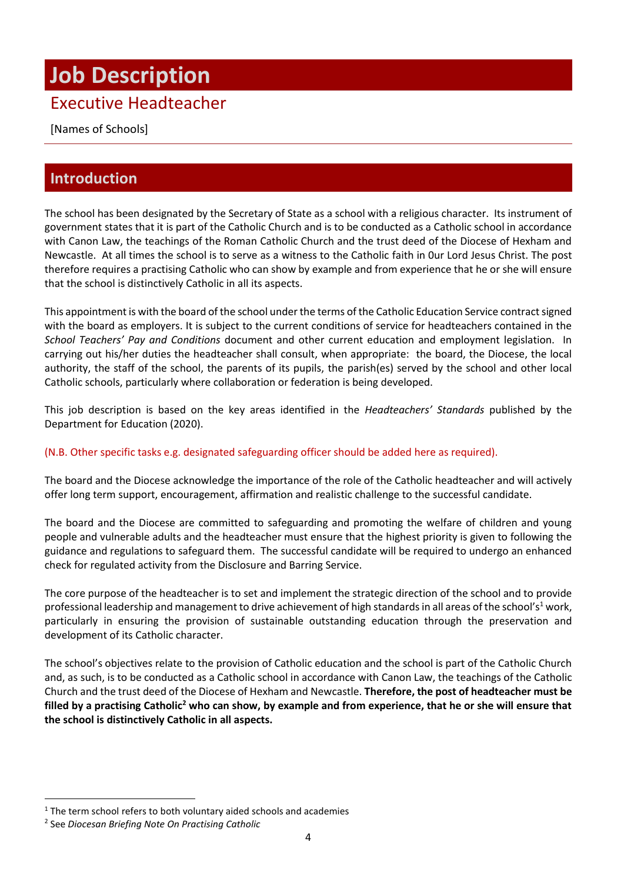# Job Description

## Executive Headteacher

[Names of Schools]

## Introduction

The school has been designated by the Secretary of State as a school with a religious character. Its instrument of government states that it is part of the Catholic Church and is to be conducted as a Catholic school in accordance with Canon Law, the teachings of the Roman Catholic Church and the trust deed of the Diocese of Hexham and Newcastle. At all times the school is to serve as a witness to the Catholic faith in 0ur Lord Jesus Christ. The post therefore requires a practising Catholic who can show by example and from experience that he or she will ensure that the school is distinctively Catholic in all its aspects.

This appointment is with the board of the school under the terms of the Catholic Education Service contract signed with the board as employers. It is subject to the current conditions of service for headteachers contained in the *School Teachers' Pay and Conditions* document and other current education and employment legislation. In carrying out his/her duties the headteacher shall consult, when appropriate: the board, the Diocese, the local authority, the staff of the school, the parents of its pupils, the parish(es) served by the school and other local Catholic schools, particularly where collaboration or federation is being developed.

This job description is based on the key areas identified in the *Headteachers' Standards* published by the Department for Education (2020).

(N.B. Other specific tasks e.g. designated safeguarding officer should be added here as required).

The board and the Diocese acknowledge the importance of the role of the Catholic headteacher and will actively offer long term support, encouragement, affirmation and realistic challenge to the successful candidate.

The board and the Diocese are committed to safeguarding and promoting the welfare of children and young people and vulnerable adults and the headteacher must ensure that the highest priority is given to following the guidance and regulations to safeguard them. The successful candidate will be required to undergo an enhanced check for regulated activity from the Disclosure and Barring Service.

The core purpose of the headteacher is to set and implement the strategic direction of the school and to provide professional leadership and management to drive achievement of high standards in all areas of the school's[1] work, particularly in ensuring the provision of sustainable outstanding education through the preservation and development of its Catholic character.

The school's objectives relate to the provision of Catholic education and the school is part of the Catholic Church and, as such, is to be conducted as a Catholic school in accordance with Canon Law, the teachings of the Catholic Church and the trust deed of the Diocese of Hexham and Newcastle. **Therefore, the post of headteacher must be filled by a practising Catholic[2] who can show, by example and from experience, that he or she will ensure that the school is distinctively Catholic in all aspects.**

---

[1] The term school refers to both voluntary aided schools and academies

[2] See *Diocesan Briefing Note On Practising Catholic*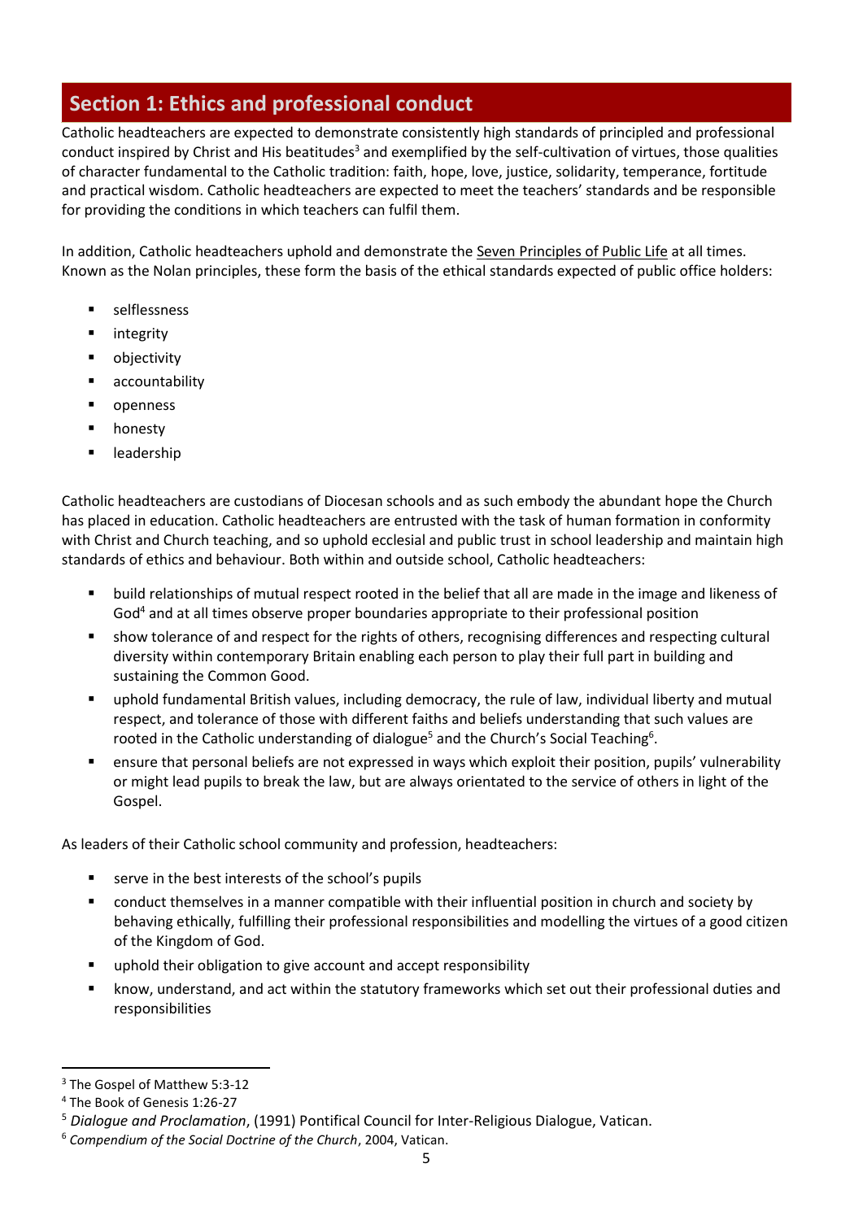## Section 1: Ethics and professional conduct

Catholic headteachers are expected to demonstrate consistently high standards of principled and professional conduct inspired by Christ and His beatitudes[3] and exemplified by the self-cultivation of virtues, those qualities of character fundamental to the Catholic tradition: faith, hope, love, justice, solidarity, temperance, fortitude and practical wisdom. Catholic headteachers are expected to meet the teachers' standards and be responsible for providing the conditions in which teachers can fulfil them.

In addition, Catholic headteachers uphold and demonstrate the Seven Principles of Public Life at all times. Known as the Nolan principles, these form the basis of the ethical standards expected of public office holders:

- selflessness
- integrity
- objectivity
- accountability
- openness
- honesty
- leadership

Catholic headteachers are custodians of Diocesan schools and as such embody the abundant hope the Church has placed in education. Catholic headteachers are entrusted with the task of human formation in conformity with Christ and Church teaching, and so uphold ecclesial and public trust in school leadership and maintain high standards of ethics and behaviour. Both within and outside school, Catholic headteachers:

- build relationships of mutual respect rooted in the belief that all are made in the image and likeness of God[4] and at all times observe proper boundaries appropriate to their professional position
- show tolerance of and respect for the rights of others, recognising differences and respecting cultural diversity within contemporary Britain enabling each person to play their full part in building and sustaining the Common Good.
- uphold fundamental British values, including democracy, the rule of law, individual liberty and mutual respect, and tolerance of those with different faiths and beliefs understanding that such values are rooted in the Catholic understanding of dialogue[5] and the Church's Social Teaching[6].
- ensure that personal beliefs are not expressed in ways which exploit their position, pupils' vulnerability or might lead pupils to break the law, but are always orientated to the service of others in light of the Gospel.

As leaders of their Catholic school community and profession, headteachers:

- serve in the best interests of the school's pupils
- conduct themselves in a manner compatible with their influential position in church and society by behaving ethically, fulfilling their professional responsibilities and modelling the virtues of a good citizen of the Kingdom of God.
- uphold their obligation to give account and accept responsibility
- know, understand, and act within the statutory frameworks which set out their professional duties and responsibilities

---

[3] The Gospel of Matthew 5:3-12

[4] The Book of Genesis 1:26-27

[5] *Dialogue and Proclamation*, (1991) Pontifical Council for Inter-Religious Dialogue, Vatican.

[6] *Compendium of the Social Doctrine of the Church*, 2004, Vatican.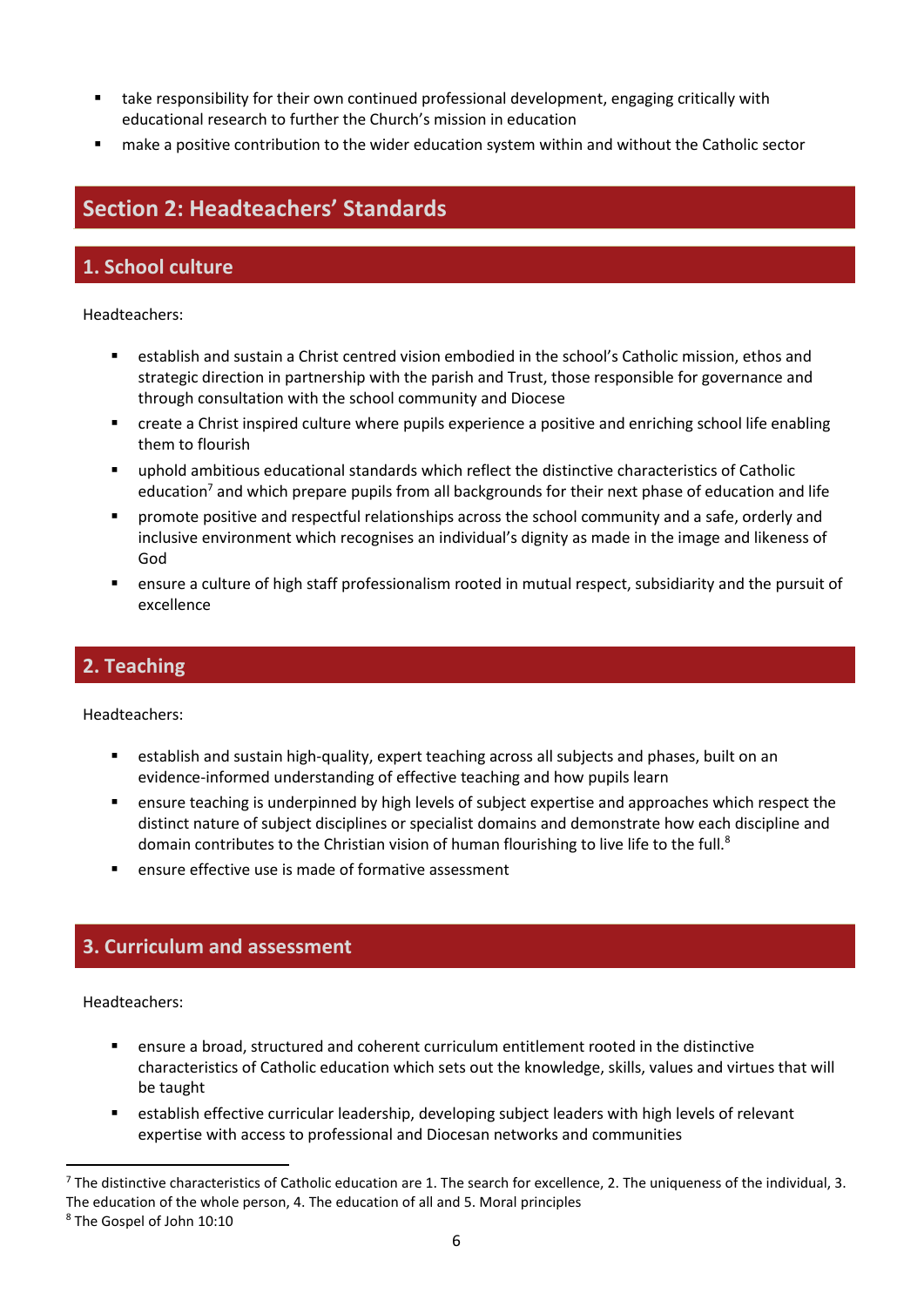- take responsibility for their own continued professional development, engaging critically with educational research to further the Church's mission in education
- make a positive contribution to the wider education system within and without the Catholic sector

## Section 2: Headteachers' Standards

### 1. School culture

Headteachers:

- establish and sustain a Christ centred vision embodied in the school's Catholic mission, ethos and strategic direction in partnership with the parish and Trust, those responsible for governance and through consultation with the school community and Diocese
- create a Christ inspired culture where pupils experience a positive and enriching school life enabling them to flourish
- uphold ambitious educational standards which reflect the distinctive characteristics of Catholic education[7] and which prepare pupils from all backgrounds for their next phase of education and life
- promote positive and respectful relationships across the school community and a safe, orderly and inclusive environment which recognises an individual's dignity as made in the image and likeness of God
- ensure a culture of high staff professionalism rooted in mutual respect, subsidiarity and the pursuit of excellence

### 2. Teaching

Headteachers:

- establish and sustain high-quality, expert teaching across all subjects and phases, built on an evidence-informed understanding of effective teaching and how pupils learn
- ensure teaching is underpinned by high levels of subject expertise and approaches which respect the distinct nature of subject disciplines or specialist domains and demonstrate how each discipline and domain contributes to the Christian vision of human flourishing to live life to the full.[8]
- ensure effective use is made of formative assessment

### 3. Curriculum and assessment

Headteachers:

- ensure a broad, structured and coherent curriculum entitlement rooted in the distinctive characteristics of Catholic education which sets out the knowledge, skills, values and virtues that will be taught
- establish effective curricular leadership, developing subject leaders with high levels of relevant expertise with access to professional and Diocesan networks and communities

---

[7] The distinctive characteristics of Catholic education are 1. The search for excellence, 2. The uniqueness of the individual, 3. The education of the whole person, 4. The education of all and 5. Moral principles

[8] The Gospel of John 10:10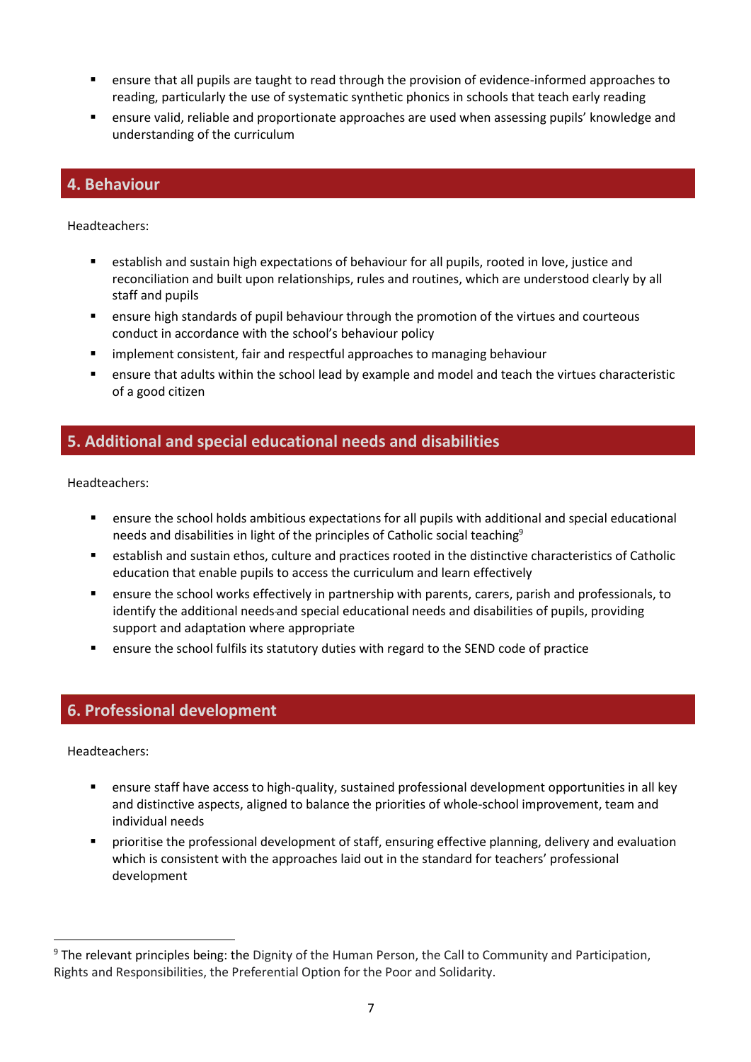- ensure that all pupils are taught to read through the provision of evidence-informed approaches to reading, particularly the use of systematic synthetic phonics in schools that teach early reading
- ensure valid, reliable and proportionate approaches are used when assessing pupils' knowledge and understanding of the curriculum

## 4. Behaviour

Headteachers:

- establish and sustain high expectations of behaviour for all pupils, rooted in love, justice and reconciliation and built upon relationships, rules and routines, which are understood clearly by all staff and pupils
- ensure high standards of pupil behaviour through the promotion of the virtues and courteous conduct in accordance with the school's behaviour policy
- implement consistent, fair and respectful approaches to managing behaviour
- ensure that adults within the school lead by example and model and teach the virtues characteristic of a good citizen

## 5. Additional and special educational needs and disabilities

Headteachers:

- ensure the school holds ambitious expectations for all pupils with additional and special educational needs and disabilities in light of the principles of Catholic social teaching[9]
- establish and sustain ethos, culture and practices rooted in the distinctive characteristics of Catholic education that enable pupils to access the curriculum and learn effectively
- ensure the school works effectively in partnership with parents, carers, parish and professionals, to identify the additional needs and special educational needs and disabilities of pupils, providing support and adaptation where appropriate
- ensure the school fulfils its statutory duties with regard to the SEND code of practice

## 6. Professional development

Headteachers:

- ensure staff have access to high-quality, sustained professional development opportunities in all key and distinctive aspects, aligned to balance the priorities of whole-school improvement, team and individual needs
- prioritise the professional development of staff, ensuring effective planning, delivery and evaluation which is consistent with the approaches laid out in the standard for teachers' professional development

---

[9] The relevant principles being: the Dignity of the Human Person, the Call to Community and Participation, Rights and Responsibilities, the Preferential Option for the Poor and Solidarity.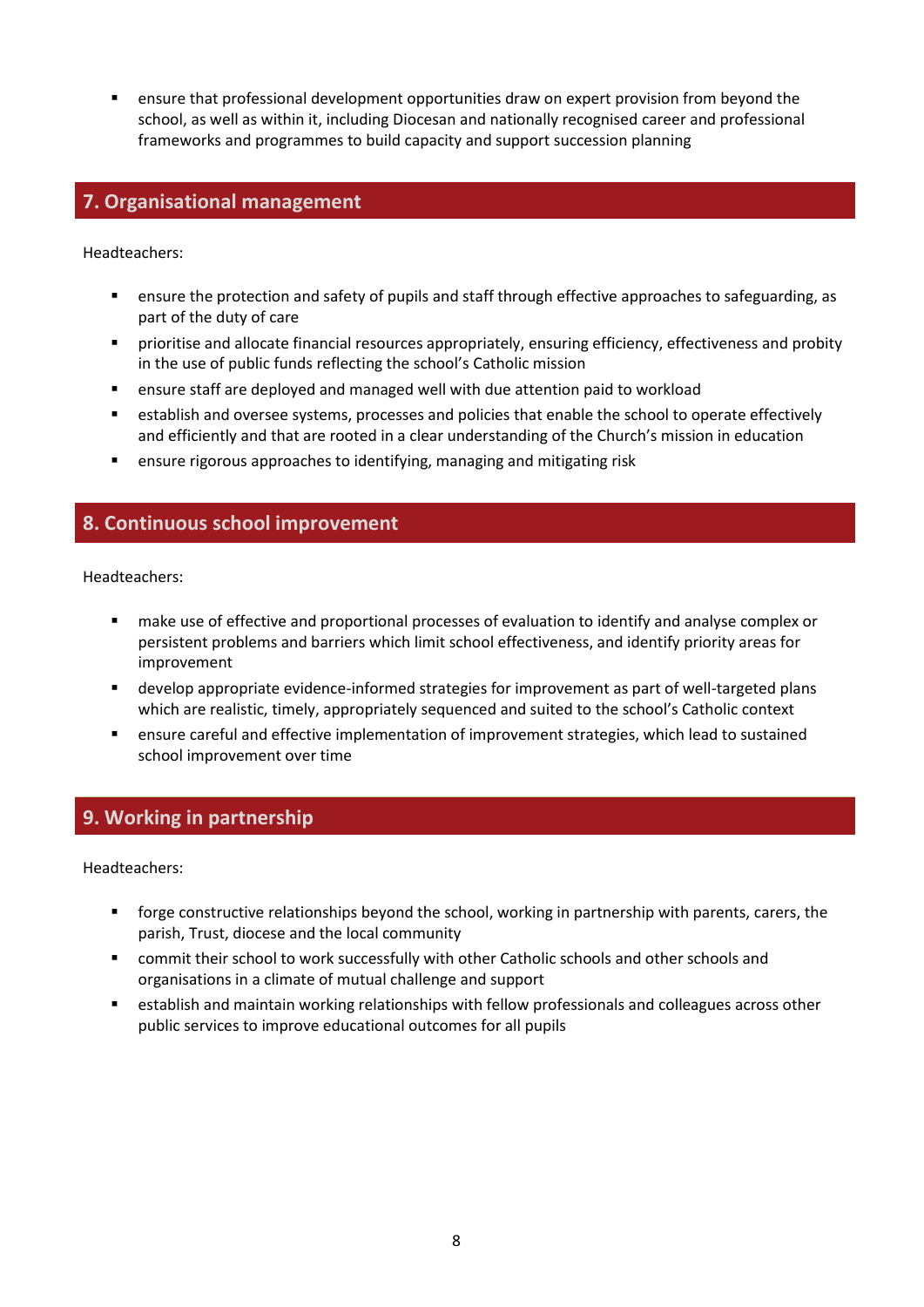- ensure that professional development opportunities draw on expert provision from beyond the school, as well as within it, including Diocesan and nationally recognised career and professional frameworks and programmes to build capacity and support succession planning

## 7. Organisational management

Headteachers:

- ensure the protection and safety of pupils and staff through effective approaches to safeguarding, as part of the duty of care
- prioritise and allocate financial resources appropriately, ensuring efficiency, effectiveness and probity in the use of public funds reflecting the school's Catholic mission
- ensure staff are deployed and managed well with due attention paid to workload
- establish and oversee systems, processes and policies that enable the school to operate effectively and efficiently and that are rooted in a clear understanding of the Church's mission in education
- ensure rigorous approaches to identifying, managing and mitigating risk

## 8. Continuous school improvement

Headteachers:

- make use of effective and proportional processes of evaluation to identify and analyse complex or persistent problems and barriers which limit school effectiveness, and identify priority areas for improvement
- develop appropriate evidence-informed strategies for improvement as part of well-targeted plans which are realistic, timely, appropriately sequenced and suited to the school's Catholic context
- ensure careful and effective implementation of improvement strategies, which lead to sustained school improvement over time

## 9. Working in partnership

Headteachers:

- forge constructive relationships beyond the school, working in partnership with parents, carers, the parish, Trust, diocese and the local community
- commit their school to work successfully with other Catholic schools and other schools and organisations in a climate of mutual challenge and support
- establish and maintain working relationships with fellow professionals and colleagues across other public services to improve educational outcomes for all pupils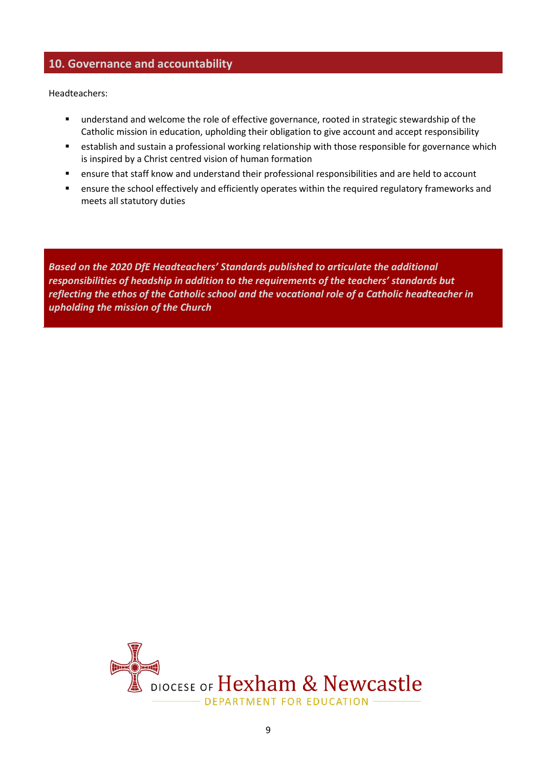## 10. Governance and accountability

Headteachers:

- understand and welcome the role of effective governance, rooted in strategic stewardship of the Catholic mission in education, upholding their obligation to give account and accept responsibility
- establish and sustain a professional working relationship with those responsible for governance which is inspired by a Christ centred vision of human formation
- ensure that staff know and understand their professional responsibilities and are held to account
- ensure the school effectively and efficiently operates within the required regulatory frameworks and meets all statutory duties

***Based on the 2020 DfE Headteachers' Standards published to articulate the additional responsibilities of headship in addition to the requirements of the teachers' standards but reflecting the ethos of the Catholic school and the vocational role of a Catholic headteacher in upholding the mission of the Church***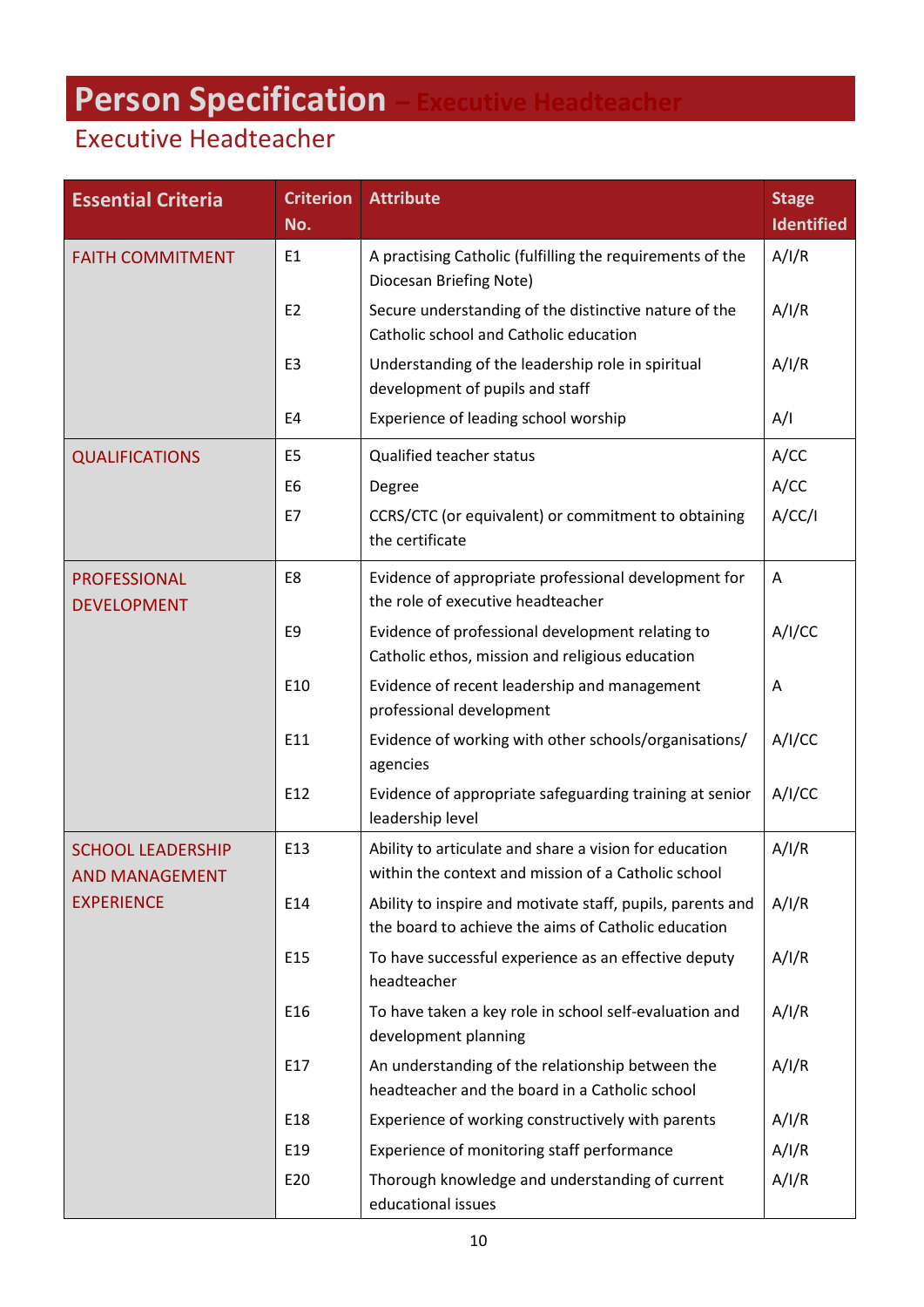# Person Specification – Executive Headteacher

## Executive Headteacher

| Essential Criteria | Criterion No. | Attribute | Stage Identified |
|---|---|---|---|
| FAITH COMMITMENT | E1 | A practising Catholic (fulfilling the requirements of the Diocesan Briefing Note) | A/I/R |
| | E2 | Secure understanding of the distinctive nature of the Catholic school and Catholic education | A/I/R |
| | E3 | Understanding of the leadership role in spiritual development of pupils and staff | A/I/R |
| | E4 | Experience of leading school worship | A/I |
| QUALIFICATIONS | E5 | Qualified teacher status | A/CC |
| | E6 | Degree | A/CC |
| | E7 | CCRS/CTC (or equivalent) or commitment to obtaining the certificate | A/CC/I |
| PROFESSIONAL DEVELOPMENT | E8 | Evidence of appropriate professional development for the role of executive headteacher | A |
| | E9 | Evidence of professional development relating to Catholic ethos, mission and religious education | A/I/CC |
| | E10 | Evidence of recent leadership and management professional development | A |
| | E11 | Evidence of working with other schools/organisations/ agencies | A/I/CC |
| | E12 | Evidence of appropriate safeguarding training at senior leadership level | A/I/CC |
| SCHOOL LEADERSHIP AND MANAGEMENT EXPERIENCE | E13 | Ability to articulate and share a vision for education within the context and mission of a Catholic school | A/I/R |
| | E14 | Ability to inspire and motivate staff, pupils, parents and the board to achieve the aims of Catholic education | A/I/R |
| | E15 | To have successful experience as an effective deputy headteacher | A/I/R |
| | E16 | To have taken a key role in school self-evaluation and development planning | A/I/R |
| | E17 | An understanding of the relationship between the headteacher and the board in a Catholic school | A/I/R |
| | E18 | Experience of working constructively with parents | A/I/R |
| | E19 | Experience of monitoring staff performance | A/I/R |
| | E20 | Thorough knowledge and understanding of current educational issues | A/I/R |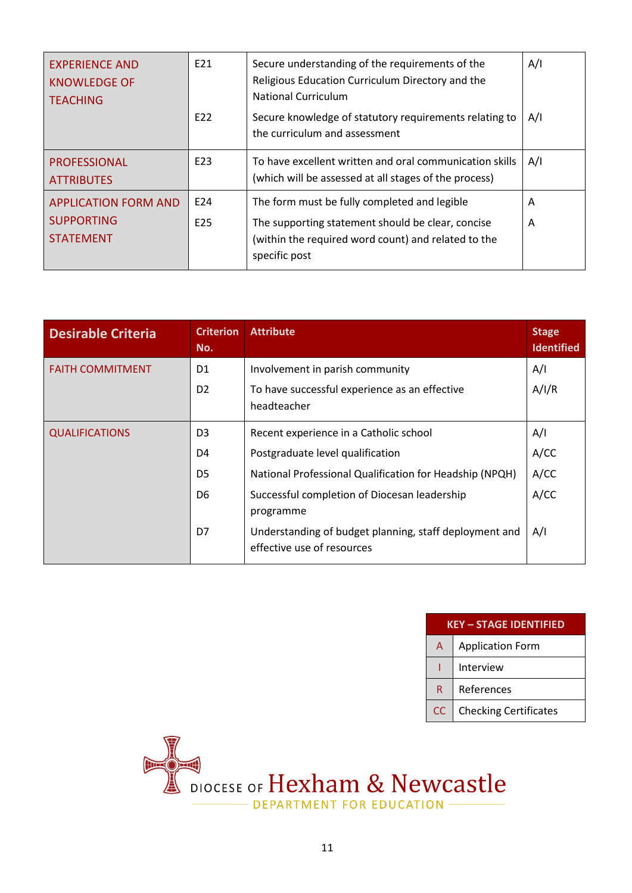| | | | |
|---|---|---|---|
| EXPERIENCE AND KNOWLEDGE OF TEACHING | E21 | Secure understanding of the requirements of the Religious Education Curriculum Directory and the National Curriculum | A/I |
| | E22 | Secure knowledge of statutory requirements relating to the curriculum and assessment | A/I |
| PROFESSIONAL ATTRIBUTES | E23 | To have excellent written and oral communication skills (which will be assessed at all stages of the process) | A/I |
| APPLICATION FORM AND SUPPORTING STATEMENT | E24 | The form must be fully completed and legible | A |
| | E25 | The supporting statement should be clear, concise (within the required word count) and related to the specific post | A |

| Desirable Criteria | Criterion No. | Attribute | Stage Identified |
|---|---|---|---|
| FAITH COMMITMENT | D1 | Involvement in parish community | A/I |
| | D2 | To have successful experience as an effective headteacher | A/I/R |
| QUALIFICATIONS | D3 | Recent experience in a Catholic school | A/I |
| | D4 | Postgraduate level qualification | A/CC |
| | D5 | National Professional Qualification for Headship (NPQH) | A/CC |
| | D6 | Successful completion of Diocesan leadership programme | A/CC |
| | D7 | Understanding of budget planning, staff deployment and effective use of resources | A/I |

| KEY – STAGE IDENTIFIED | |
|---|---|
| A | Application Form |
| I | Interview |
| R | References |
| CC | Checking Certificates |

DIOCESE OF Hexham & Newcastle
DEPARTMENT FOR EDUCATION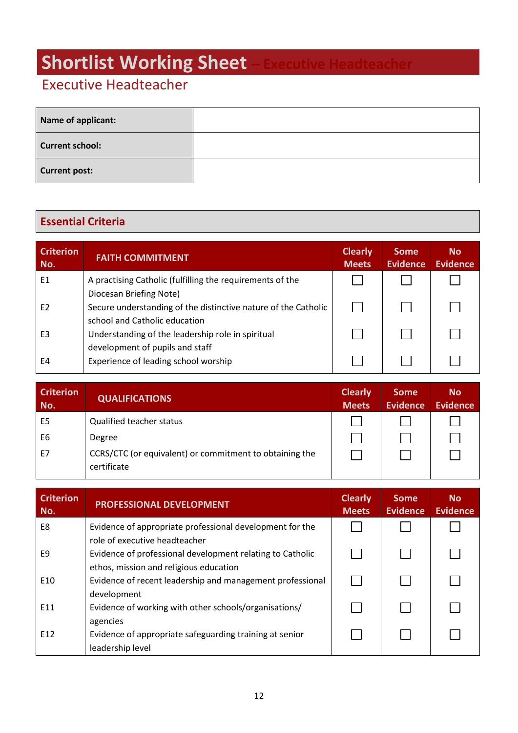# Shortlist Working Sheet – Executive Headteacher

## Executive Headteacher

| Name of applicant: | |
|---|---|
| Current school: | |
| Current post: | |

## Essential Criteria

| Criterion No. | FAITH COMMITMENT | Clearly Meets | Some Evidence | No Evidence |
|---|---|---|---|---|
| E1 | A practising Catholic (fulfilling the requirements of the Diocesan Briefing Note) | ☐ | ☐ | ☐ |
| E2 | Secure understanding of the distinctive nature of the Catholic school and Catholic education | ☐ | ☐ | ☐ |
| E3 | Understanding of the leadership role in spiritual development of pupils and staff | ☐ | ☐ | ☐ |
| E4 | Experience of leading school worship | ☐ | ☐ | ☐ |

| Criterion No. | QUALIFICATIONS | Clearly Meets | Some Evidence | No Evidence |
|---|---|---|---|---|
| E5 | Qualified teacher status | ☐ | ☐ | ☐ |
| E6 | Degree | ☐ | ☐ | ☐ |
| E7 | CCRS/CTC (or equivalent) or commitment to obtaining the certificate | ☐ | ☐ | ☐ |

| Criterion No. | PROFESSIONAL DEVELOPMENT | Clearly Meets | Some Evidence | No Evidence |
|---|---|---|---|---|
| E8 | Evidence of appropriate professional development for the role of executive headteacher | ☐ | ☐ | ☐ |
| E9 | Evidence of professional development relating to Catholic ethos, mission and religious education | ☐ | ☐ | ☐ |
| E10 | Evidence of recent leadership and management professional development | ☐ | ☐ | ☐ |
| E11 | Evidence of working with other schools/organisations/ agencies | ☐ | ☐ | ☐ |
| E12 | Evidence of appropriate safeguarding training at senior leadership level | ☐ | ☐ | ☐ |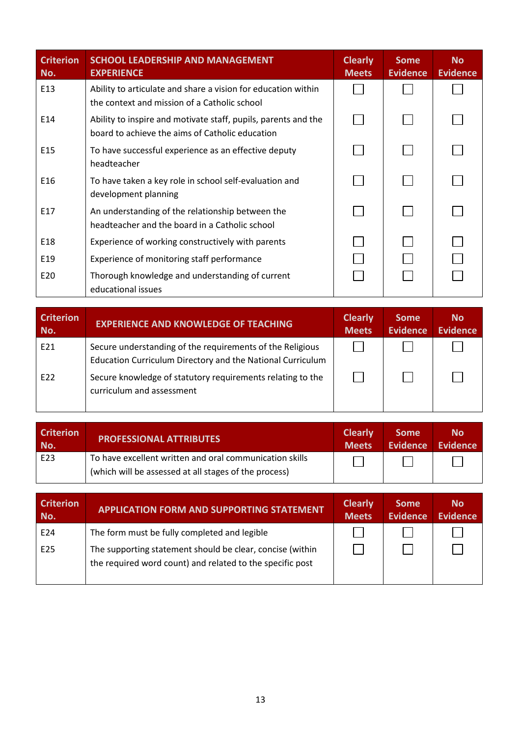| Criterion No. | SCHOOL LEADERSHIP AND MANAGEMENT EXPERIENCE | Clearly Meets | Some Evidence | No Evidence |
|---|---|---|---|---|
| E13 | Ability to articulate and share a vision for education within the context and mission of a Catholic school | ☐ | ☐ | ☐ |
| E14 | Ability to inspire and motivate staff, pupils, parents and the board to achieve the aims of Catholic education | ☐ | ☐ | ☐ |
| E15 | To have successful experience as an effective deputy headteacher | ☐ | ☐ | ☐ |
| E16 | To have taken a key role in school self-evaluation and development planning | ☐ | ☐ | ☐ |
| E17 | An understanding of the relationship between the headteacher and the board in a Catholic school | ☐ | ☐ | ☐ |
| E18 | Experience of working constructively with parents | ☐ | ☐ | ☐ |
| E19 | Experience of monitoring staff performance | ☐ | ☐ | ☐ |
| E20 | Thorough knowledge and understanding of current educational issues | ☐ | ☐ | ☐ |

| Criterion No. | EXPERIENCE AND KNOWLEDGE OF TEACHING | Clearly Meets | Some Evidence | No Evidence |
|---|---|---|---|---|
| E21 | Secure understanding of the requirements of the Religious Education Curriculum Directory and the National Curriculum | ☐ | ☐ | ☐ |
| E22 | Secure knowledge of statutory requirements relating to the curriculum and assessment | ☐ | ☐ | ☐ |

| Criterion No. | PROFESSIONAL ATTRIBUTES | Clearly Meets | Some Evidence | No Evidence |
|---|---|---|---|---|
| E23 | To have excellent written and oral communication skills (which will be assessed at all stages of the process) | ☐ | ☐ | ☐ |

| Criterion No. | APPLICATION FORM AND SUPPORTING STATEMENT | Clearly Meets | Some Evidence | No Evidence |
|---|---|---|---|---|
| E24 | The form must be fully completed and legible | ☐ | ☐ | ☐ |
| E25 | The supporting statement should be clear, concise (within the required word count) and related to the specific post | ☐ | ☐ | ☐ |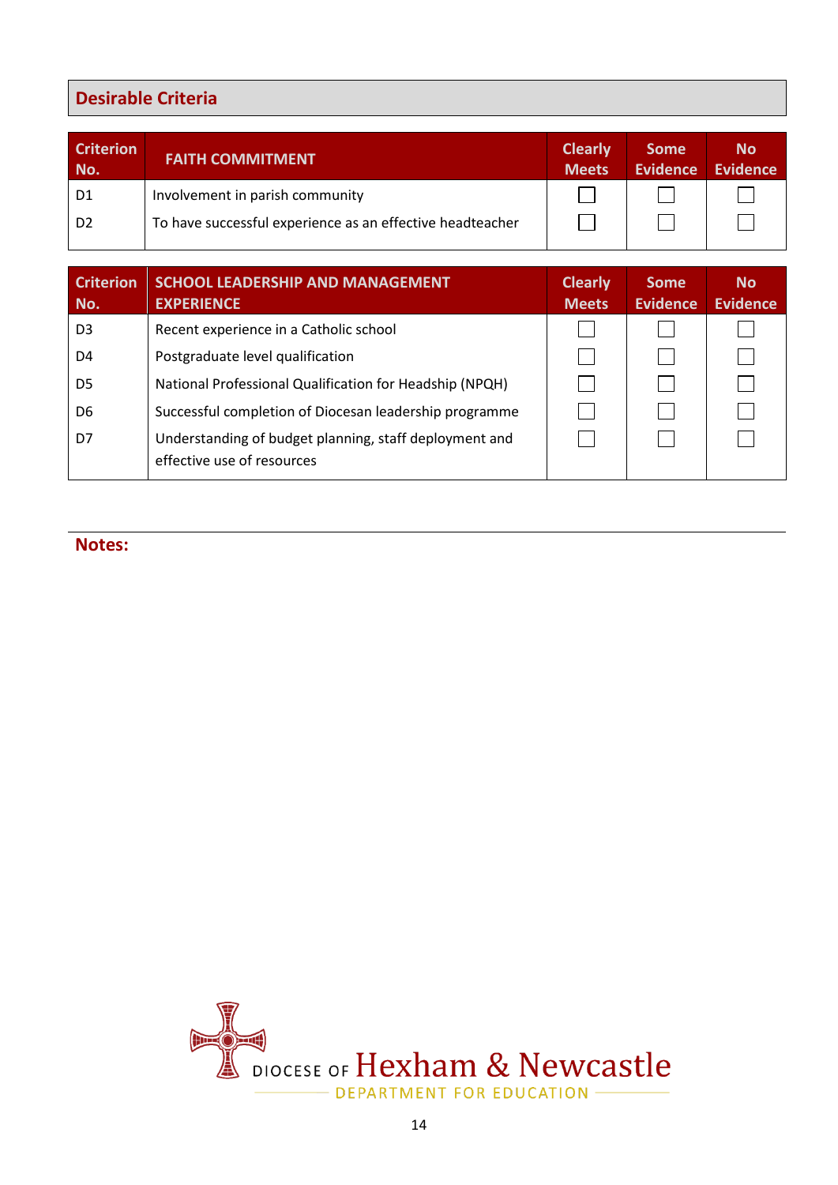## Desirable Criteria

| Criterion No. | FAITH COMMITMENT | Clearly Meets | Some Evidence | No Evidence |
|---|---|---|---|---|
| D1 | Involvement in parish community | ☐ | ☐ | ☐ |
| D2 | To have successful experience as an effective headteacher | ☐ | ☐ | ☐ |

| Criterion No. | SCHOOL LEADERSHIP AND MANAGEMENT EXPERIENCE | Clearly Meets | Some Evidence | No Evidence |
|---|---|---|---|---|
| D3 | Recent experience in a Catholic school | ☐ | ☐ | ☐ |
| D4 | Postgraduate level qualification | ☐ | ☐ | ☐ |
| D5 | National Professional Qualification for Headship (NPQH) | ☐ | ☐ | ☐ |
| D6 | Successful completion of Diocesan leadership programme | ☐ | ☐ | ☐ |
| D7 | Understanding of budget planning, staff deployment and effective use of resources | ☐ | ☐ | ☐ |

**Notes:**

DIOCESE OF Hexham & Newcastle
DEPARTMENT FOR EDUCATION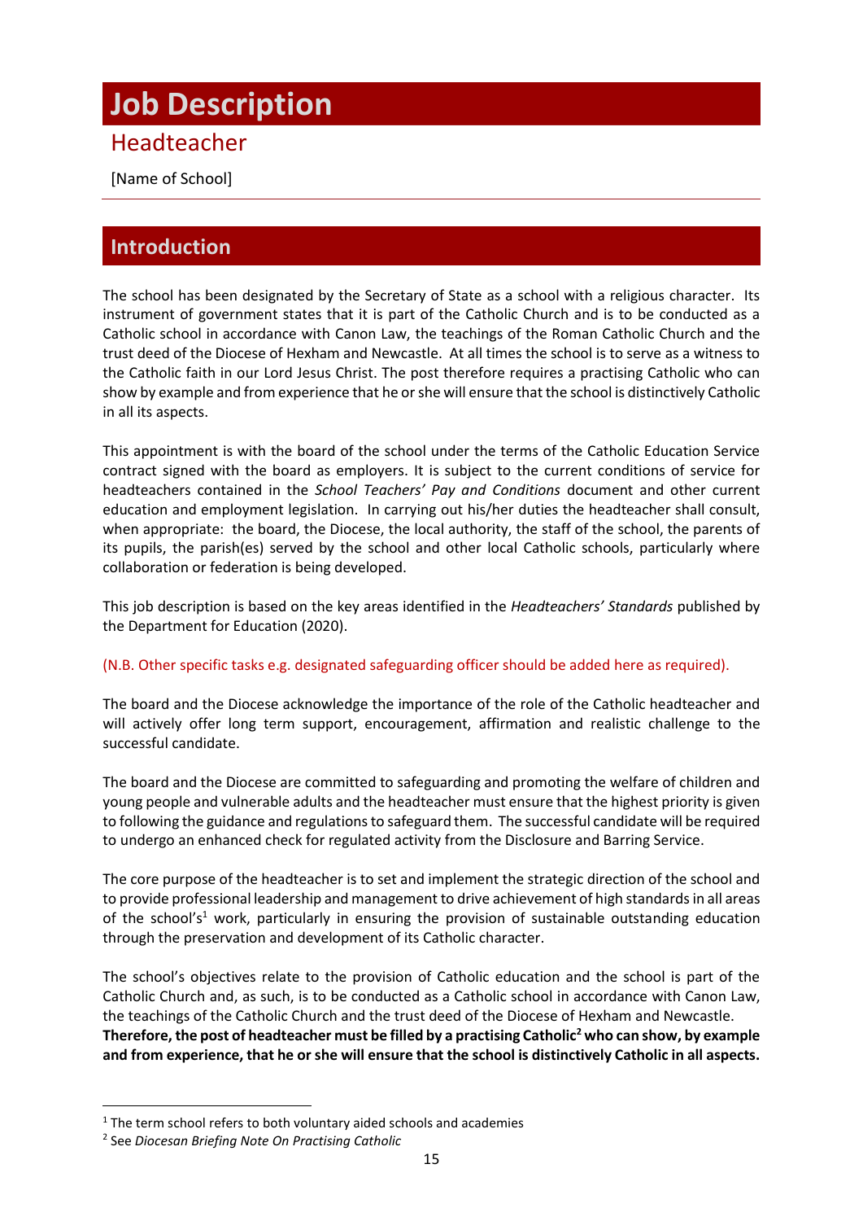# Job Description

## Headteacher

[Name of School]

## Introduction

The school has been designated by the Secretary of State as a school with a religious character. Its instrument of government states that it is part of the Catholic Church and is to be conducted as a Catholic school in accordance with Canon Law, the teachings of the Roman Catholic Church and the trust deed of the Diocese of Hexham and Newcastle. At all times the school is to serve as a witness to the Catholic faith in our Lord Jesus Christ. The post therefore requires a practising Catholic who can show by example and from experience that he or she will ensure that the school is distinctively Catholic in all its aspects.

This appointment is with the board of the school under the terms of the Catholic Education Service contract signed with the board as employers. It is subject to the current conditions of service for headteachers contained in the *School Teachers' Pay and Conditions* document and other current education and employment legislation. In carrying out his/her duties the headteacher shall consult, when appropriate: the board, the Diocese, the local authority, the staff of the school, the parents of its pupils, the parish(es) served by the school and other local Catholic schools, particularly where collaboration or federation is being developed.

This job description is based on the key areas identified in the *Headteachers' Standards* published by the Department for Education (2020).

(N.B. Other specific tasks e.g. designated safeguarding officer should be added here as required).

The board and the Diocese acknowledge the importance of the role of the Catholic headteacher and will actively offer long term support, encouragement, affirmation and realistic challenge to the successful candidate.

The board and the Diocese are committed to safeguarding and promoting the welfare of children and young people and vulnerable adults and the headteacher must ensure that the highest priority is given to following the guidance and regulations to safeguard them. The successful candidate will be required to undergo an enhanced check for regulated activity from the Disclosure and Barring Service.

The core purpose of the headteacher is to set and implement the strategic direction of the school and to provide professional leadership and management to drive achievement of high standards in all areas of the school's[1] work, particularly in ensuring the provision of sustainable outstanding education through the preservation and development of its Catholic character.

The school's objectives relate to the provision of Catholic education and the school is part of the Catholic Church and, as such, is to be conducted as a Catholic school in accordance with Canon Law, the teachings of the Catholic Church and the trust deed of the Diocese of Hexham and Newcastle. **Therefore, the post of headteacher must be filled by a practising Catholic[2] who can show, by example and from experience, that he or she will ensure that the school is distinctively Catholic in all aspects.**

---

[1] The term school refers to both voluntary aided schools and academies

[2] See *Diocesan Briefing Note On Practising Catholic*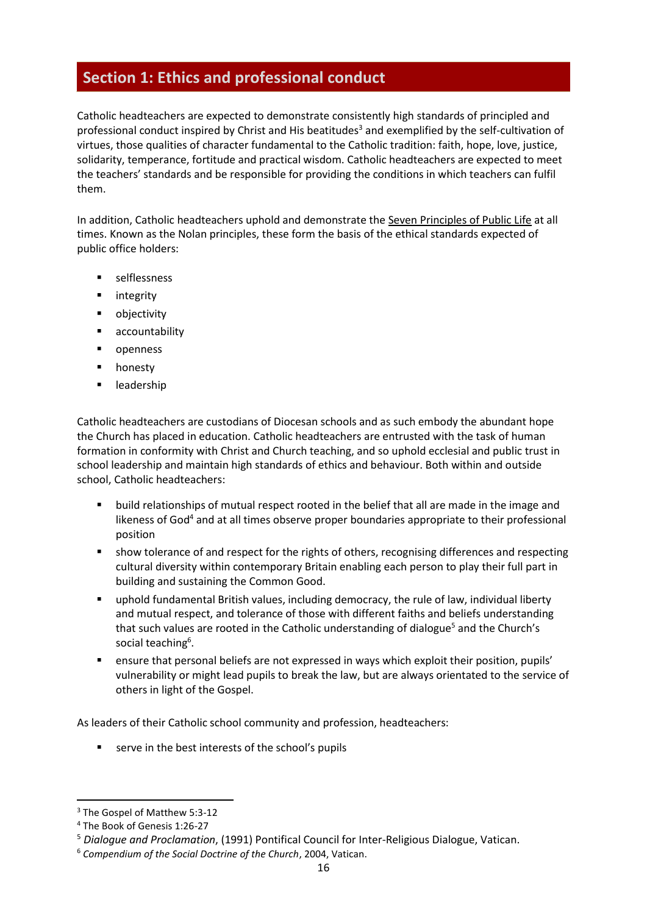## Section 1: Ethics and professional conduct

Catholic headteachers are expected to demonstrate consistently high standards of principled and professional conduct inspired by Christ and His beatitudes[3] and exemplified by the self-cultivation of virtues, those qualities of character fundamental to the Catholic tradition: faith, hope, love, justice, solidarity, temperance, fortitude and practical wisdom. Catholic headteachers are expected to meet the teachers' standards and be responsible for providing the conditions in which teachers can fulfil them.

In addition, Catholic headteachers uphold and demonstrate the Seven Principles of Public Life at all times. Known as the Nolan principles, these form the basis of the ethical standards expected of public office holders:

- selflessness
- integrity
- objectivity
- accountability
- openness
- honesty
- leadership

Catholic headteachers are custodians of Diocesan schools and as such embody the abundant hope the Church has placed in education. Catholic headteachers are entrusted with the task of human formation in conformity with Christ and Church teaching, and so uphold ecclesial and public trust in school leadership and maintain high standards of ethics and behaviour. Both within and outside school, Catholic headteachers:

- build relationships of mutual respect rooted in the belief that all are made in the image and likeness of God[4] and at all times observe proper boundaries appropriate to their professional position
- show tolerance of and respect for the rights of others, recognising differences and respecting cultural diversity within contemporary Britain enabling each person to play their full part in building and sustaining the Common Good.
- uphold fundamental British values, including democracy, the rule of law, individual liberty and mutual respect, and tolerance of those with different faiths and beliefs understanding that such values are rooted in the Catholic understanding of dialogue[5] and the Church's social teaching[6].
- ensure that personal beliefs are not expressed in ways which exploit their position, pupils' vulnerability or might lead pupils to break the law, but are always orientated to the service of others in light of the Gospel.

As leaders of their Catholic school community and profession, headteachers:

- serve in the best interests of the school's pupils

---

[3] The Gospel of Matthew 5:3-12

[4] The Book of Genesis 1:26-27

[5] *Dialogue and Proclamation*, (1991) Pontifical Council for Inter-Religious Dialogue, Vatican.

[6] *Compendium of the Social Doctrine of the Church*, 2004, Vatican.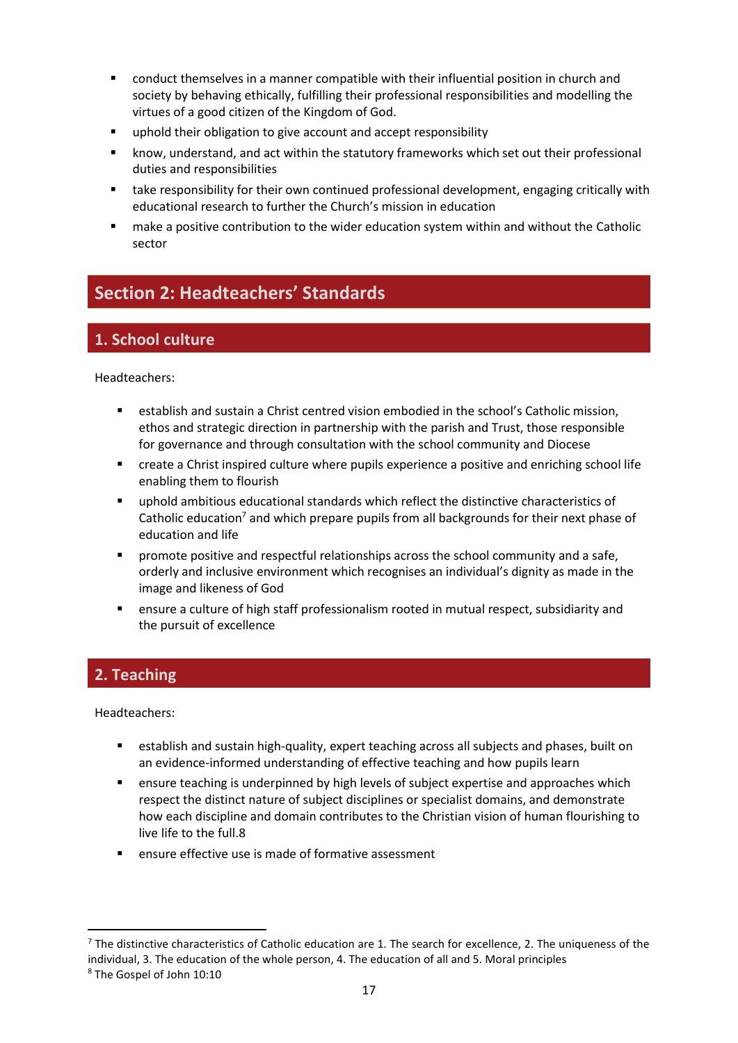- conduct themselves in a manner compatible with their influential position in church and society by behaving ethically, fulfilling their professional responsibilities and modelling the virtues of a good citizen of the Kingdom of God.
- uphold their obligation to give account and accept responsibility
- know, understand, and act within the statutory frameworks which set out their professional duties and responsibilities
- take responsibility for their own continued professional development, engaging critically with educational research to further the Church's mission in education
- make a positive contribution to the wider education system within and without the Catholic sector

## Section 2: Headteachers' Standards

### 1. School culture

Headteachers:

- establish and sustain a Christ centred vision embodied in the school's Catholic mission, ethos and strategic direction in partnership with the parish and Trust, those responsible for governance and through consultation with the school community and Diocese
- create a Christ inspired culture where pupils experience a positive and enriching school life enabling them to flourish
- uphold ambitious educational standards which reflect the distinctive characteristics of Catholic education[7] and which prepare pupils from all backgrounds for their next phase of education and life
- promote positive and respectful relationships across the school community and a safe, orderly and inclusive environment which recognises an individual's dignity as made in the image and likeness of God
- ensure a culture of high staff professionalism rooted in mutual respect, subsidiarity and the pursuit of excellence

### 2. Teaching

Headteachers:

- establish and sustain high-quality, expert teaching across all subjects and phases, built on an evidence-informed understanding of effective teaching and how pupils learn
- ensure teaching is underpinned by high levels of subject expertise and approaches which respect the distinct nature of subject disciplines or specialist domains, and demonstrate how each discipline and domain contributes to the Christian vision of human flourishing to live life to the full.8
- ensure effective use is made of formative assessment

---

[7] The distinctive characteristics of Catholic education are 1. The search for excellence, 2. The uniqueness of the individual, 3. The education of the whole person, 4. The education of all and 5. Moral principles

[8] The Gospel of John 10:10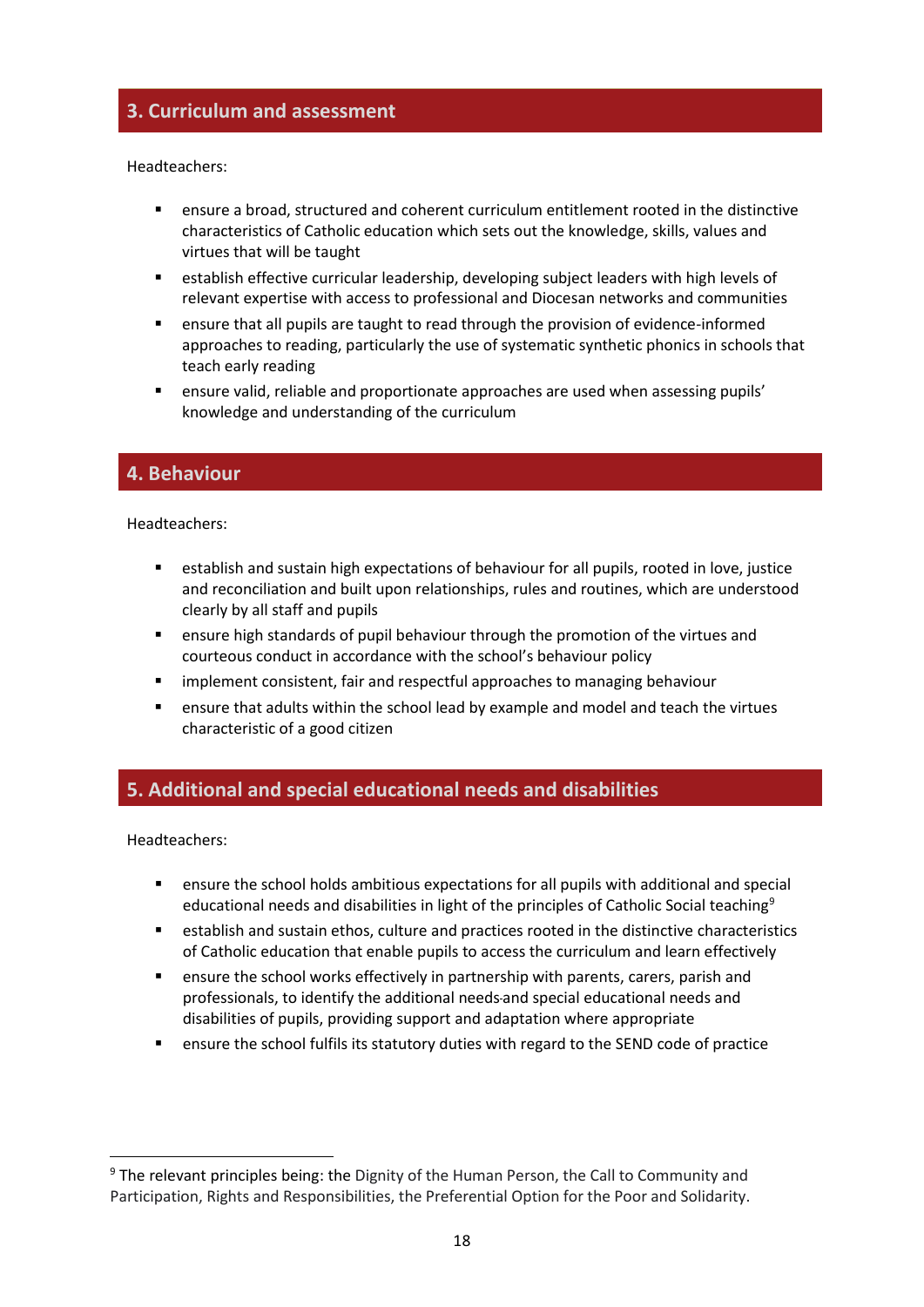## 3. Curriculum and assessment

Headteachers:

- ensure a broad, structured and coherent curriculum entitlement rooted in the distinctive characteristics of Catholic education which sets out the knowledge, skills, values and virtues that will be taught
- establish effective curricular leadership, developing subject leaders with high levels of relevant expertise with access to professional and Diocesan networks and communities
- ensure that all pupils are taught to read through the provision of evidence-informed approaches to reading, particularly the use of systematic synthetic phonics in schools that teach early reading
- ensure valid, reliable and proportionate approaches are used when assessing pupils' knowledge and understanding of the curriculum

## 4. Behaviour

Headteachers:

- establish and sustain high expectations of behaviour for all pupils, rooted in love, justice and reconciliation and built upon relationships, rules and routines, which are understood clearly by all staff and pupils
- ensure high standards of pupil behaviour through the promotion of the virtues and courteous conduct in accordance with the school's behaviour policy
- implement consistent, fair and respectful approaches to managing behaviour
- ensure that adults within the school lead by example and model and teach the virtues characteristic of a good citizen

## 5. Additional and special educational needs and disabilities

Headteachers:

- ensure the school holds ambitious expectations for all pupils with additional and special educational needs and disabilities in light of the principles of Catholic Social teaching[9]
- establish and sustain ethos, culture and practices rooted in the distinctive characteristics of Catholic education that enable pupils to access the curriculum and learn effectively
- ensure the school works effectively in partnership with parents, carers, parish and professionals, to identify the additional needs and special educational needs and disabilities of pupils, providing support and adaptation where appropriate
- ensure the school fulfils its statutory duties with regard to the SEND code of practice

---

[9] The relevant principles being: the Dignity of the Human Person, the Call to Community and Participation, Rights and Responsibilities, the Preferential Option for the Poor and Solidarity.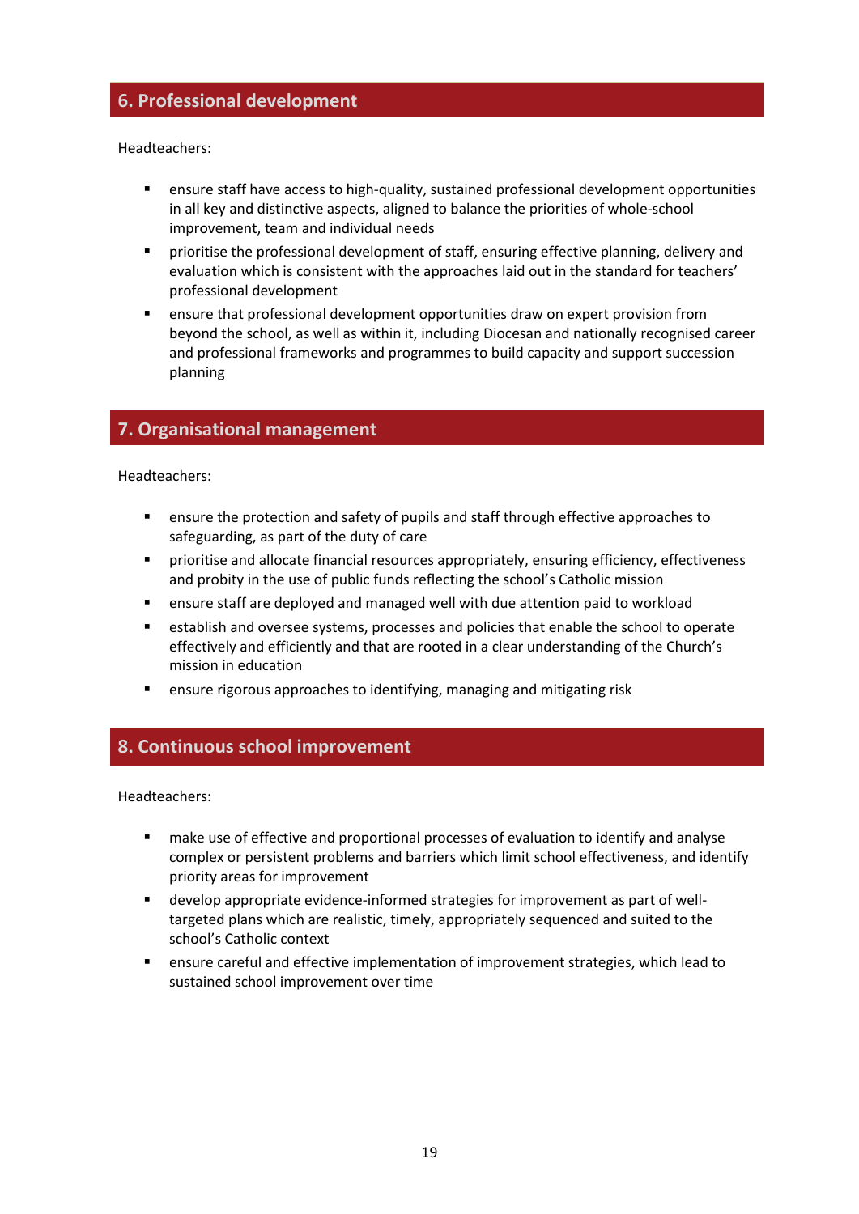## 6. Professional development

Headteachers:

- ensure staff have access to high-quality, sustained professional development opportunities in all key and distinctive aspects, aligned to balance the priorities of whole-school improvement, team and individual needs
- prioritise the professional development of staff, ensuring effective planning, delivery and evaluation which is consistent with the approaches laid out in the standard for teachers' professional development
- ensure that professional development opportunities draw on expert provision from beyond the school, as well as within it, including Diocesan and nationally recognised career and professional frameworks and programmes to build capacity and support succession planning

## 7. Organisational management

Headteachers:

- ensure the protection and safety of pupils and staff through effective approaches to safeguarding, as part of the duty of care
- prioritise and allocate financial resources appropriately, ensuring efficiency, effectiveness and probity in the use of public funds reflecting the school's Catholic mission
- ensure staff are deployed and managed well with due attention paid to workload
- establish and oversee systems, processes and policies that enable the school to operate effectively and efficiently and that are rooted in a clear understanding of the Church's mission in education
- ensure rigorous approaches to identifying, managing and mitigating risk

## 8. Continuous school improvement

Headteachers:

- make use of effective and proportional processes of evaluation to identify and analyse complex or persistent problems and barriers which limit school effectiveness, and identify priority areas for improvement
- develop appropriate evidence-informed strategies for improvement as part of well-targeted plans which are realistic, timely, appropriately sequenced and suited to the school's Catholic context
- ensure careful and effective implementation of improvement strategies, which lead to sustained school improvement over time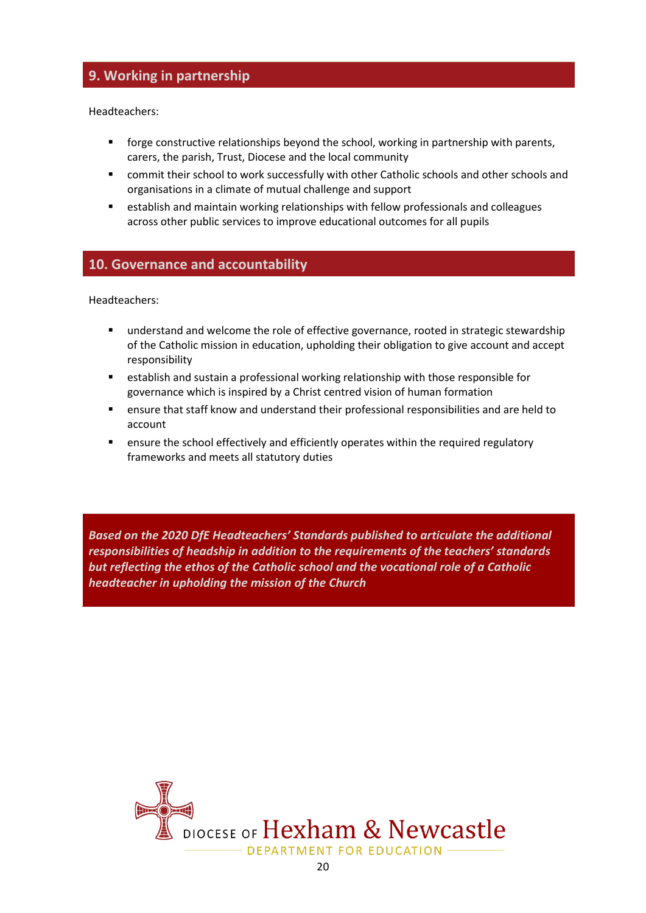## 9. Working in partnership

Headteachers:

- forge constructive relationships beyond the school, working in partnership with parents, carers, the parish, Trust, Diocese and the local community
- commit their school to work successfully with other Catholic schools and other schools and organisations in a climate of mutual challenge and support
- establish and maintain working relationships with fellow professionals and colleagues across other public services to improve educational outcomes for all pupils

## 10. Governance and accountability

Headteachers:

- understand and welcome the role of effective governance, rooted in strategic stewardship of the Catholic mission in education, upholding their obligation to give account and accept responsibility
- establish and sustain a professional working relationship with those responsible for governance which is inspired by a Christ centred vision of human formation
- ensure that staff know and understand their professional responsibilities and are held to account
- ensure the school effectively and efficiently operates within the required regulatory frameworks and meets all statutory duties

***Based on the 2020 DfE Headteachers' Standards published to articulate the additional responsibilities of headship in addition to the requirements of the teachers' standards but reflecting the ethos of the Catholic school and the vocational role of a Catholic headteacher in upholding the mission of the Church***

DIOCESE OF Hexham & Newcastle
DEPARTMENT FOR EDUCATION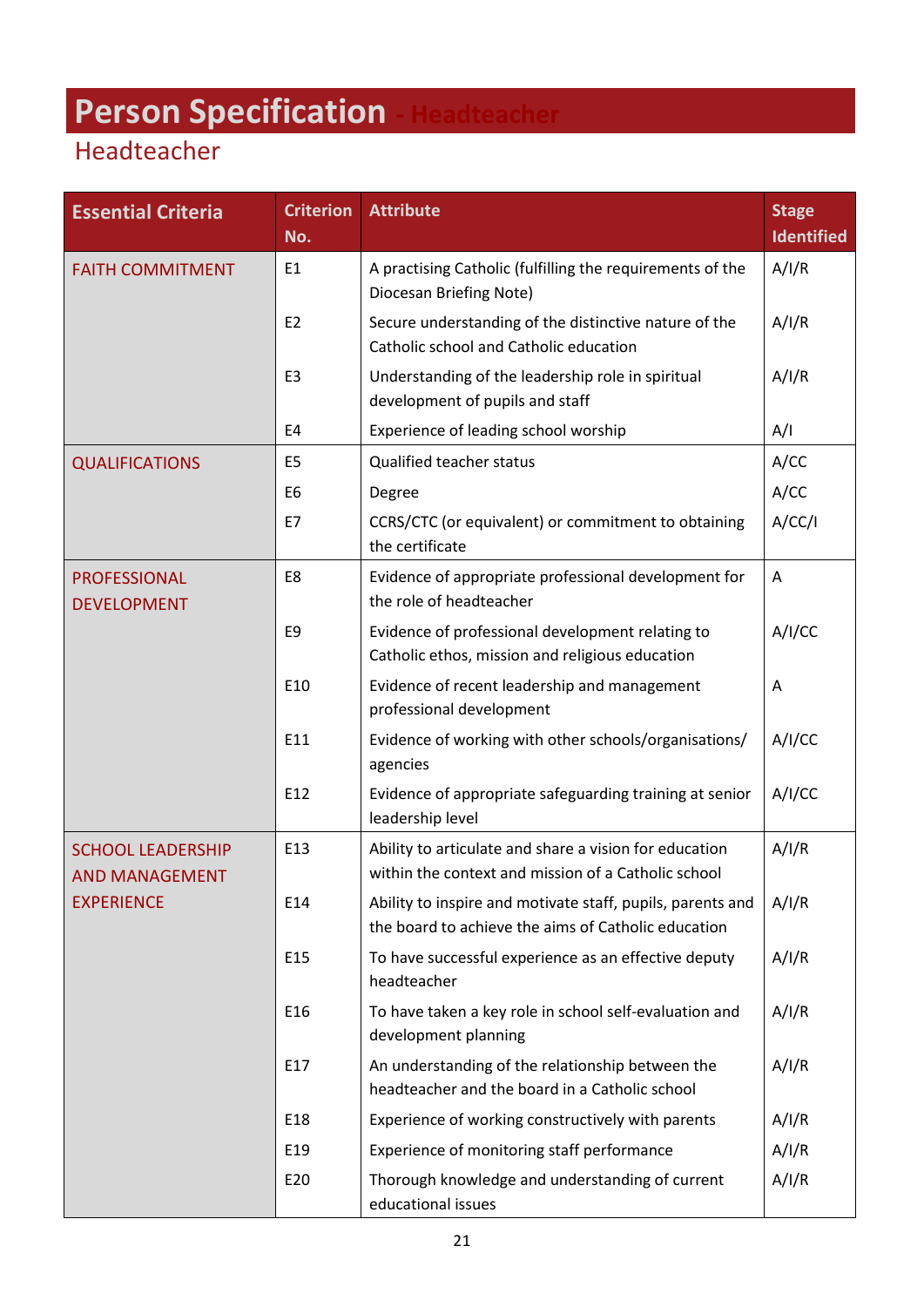# Person Specification - Headteacher

## Headteacher

| Essential Criteria | Criterion No. | Attribute | Stage Identified |
|---|---|---|---|
| FAITH COMMITMENT | E1 | A practising Catholic (fulfilling the requirements of the Diocesan Briefing Note) | A/I/R |
| | E2 | Secure understanding of the distinctive nature of the Catholic school and Catholic education | A/I/R |
| | E3 | Understanding of the leadership role in spiritual development of pupils and staff | A/I/R |
| | E4 | Experience of leading school worship | A/I |
| QUALIFICATIONS | E5 | Qualified teacher status | A/CC |
| | E6 | Degree | A/CC |
| | E7 | CCRS/CTC (or equivalent) or commitment to obtaining the certificate | A/CC/I |
| PROFESSIONAL DEVELOPMENT | E8 | Evidence of appropriate professional development for the role of headteacher | A |
| | E9 | Evidence of professional development relating to Catholic ethos, mission and religious education | A/I/CC |
| | E10 | Evidence of recent leadership and management professional development | A |
| | E11 | Evidence of working with other schools/organisations/ agencies | A/I/CC |
| | E12 | Evidence of appropriate safeguarding training at senior leadership level | A/I/CC |
| SCHOOL LEADERSHIP AND MANAGEMENT EXPERIENCE | E13 | Ability to articulate and share a vision for education within the context and mission of a Catholic school | A/I/R |
| | E14 | Ability to inspire and motivate staff, pupils, parents and the board to achieve the aims of Catholic education | A/I/R |
| | E15 | To have successful experience as an effective deputy headteacher | A/I/R |
| | E16 | To have taken a key role in school self-evaluation and development planning | A/I/R |
| | E17 | An understanding of the relationship between the headteacher and the board in a Catholic school | A/I/R |
| | E18 | Experience of working constructively with parents | A/I/R |
| | E19 | Experience of monitoring staff performance | A/I/R |
| | E20 | Thorough knowledge and understanding of current educational issues | A/I/R |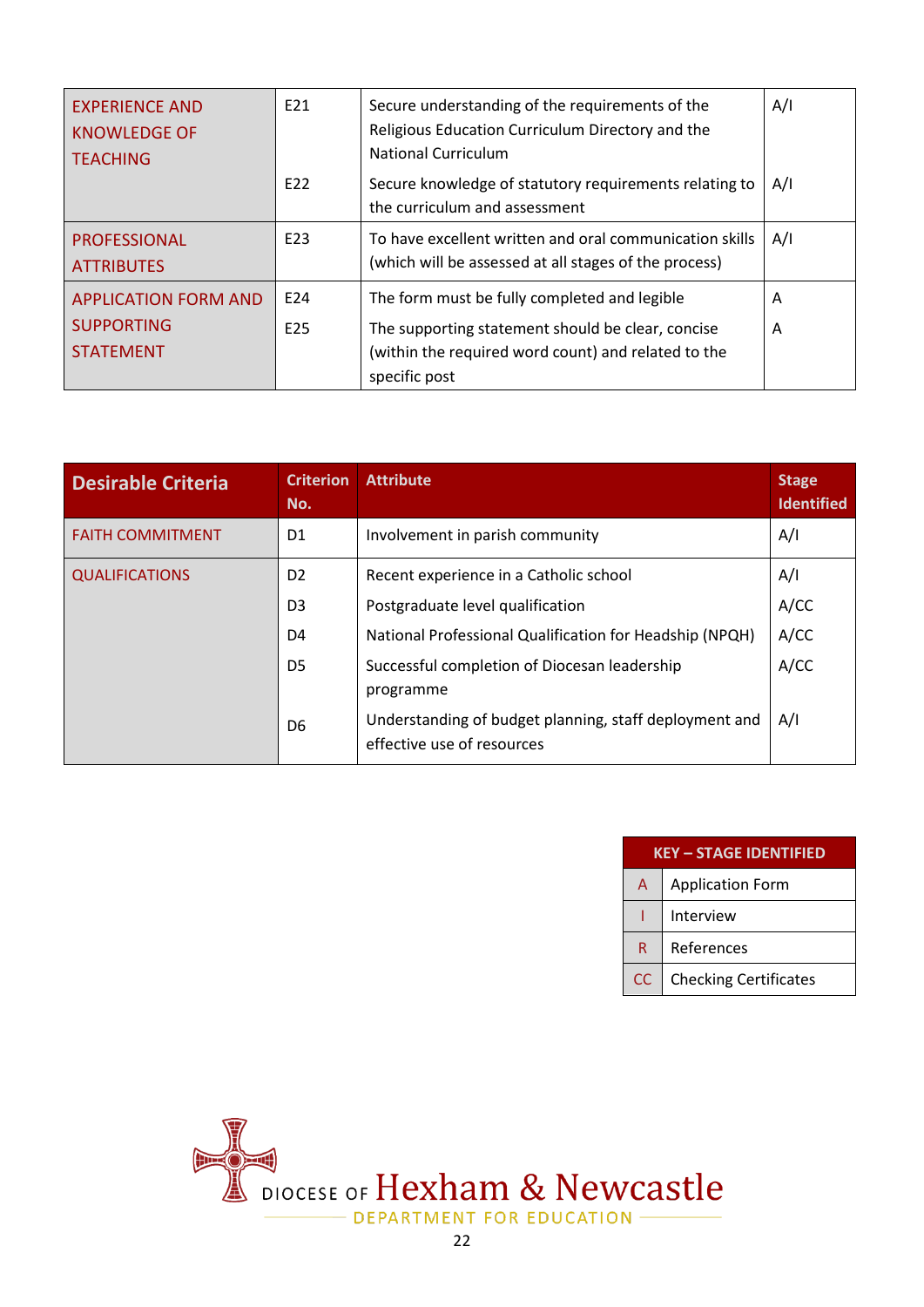| | | | |
|---|---|---|---|
| EXPERIENCE AND KNOWLEDGE OF TEACHING | E21 | Secure understanding of the requirements of the Religious Education Curriculum Directory and the National Curriculum | A/I |
| | E22 | Secure knowledge of statutory requirements relating to the curriculum and assessment | A/I |
| PROFESSIONAL ATTRIBUTES | E23 | To have excellent written and oral communication skills (which will be assessed at all stages of the process) | A/I |
| APPLICATION FORM AND SUPPORTING STATEMENT | E24 | The form must be fully completed and legible | A |
| | E25 | The supporting statement should be clear, concise (within the required word count) and related to the specific post | A |

| Desirable Criteria | Criterion No. | Attribute | Stage Identified |
|---|---|---|---|
| FAITH COMMITMENT | D1 | Involvement in parish community | A/I |
| QUALIFICATIONS | D2 | Recent experience in a Catholic school | A/I |
| | D3 | Postgraduate level qualification | A/CC |
| | D4 | National Professional Qualification for Headship (NPQH) | A/CC |
| | D5 | Successful completion of Diocesan leadership programme | A/CC |
| | D6 | Understanding of budget planning, staff deployment and effective use of resources | A/I |

| KEY – STAGE IDENTIFIED | |
|---|---|
| A | Application Form |
| I | Interview |
| R | References |
| CC | Checking Certificates |

DIOCESE OF Hexham & Newcastle
DEPARTMENT FOR EDUCATION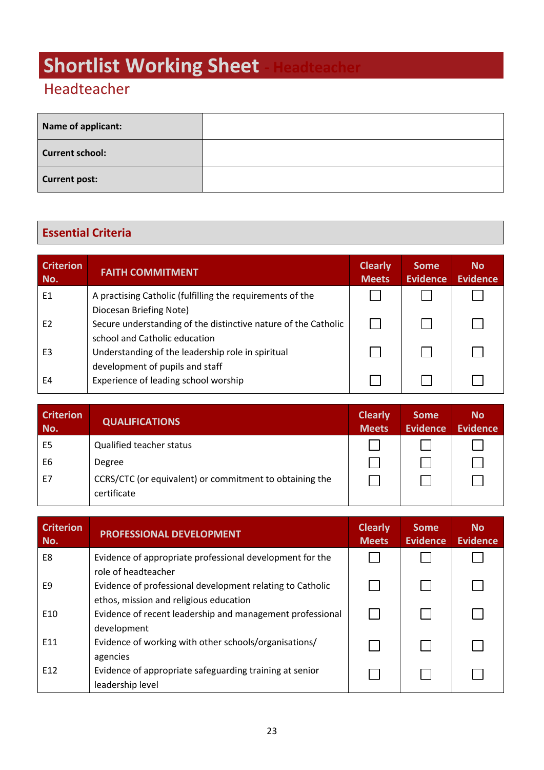# Shortlist Working Sheet - Headteacher

## Headteacher

| **Name of applicant:** | |
|---|---|
| **Current school:** | |
| **Current post:** | |

## Essential Criteria

| Criterion No. | FAITH COMMITMENT | Clearly Meets | Some Evidence | No Evidence |
|---|---|---|---|---|
| E1 | A practising Catholic (fulfilling the requirements of the Diocesan Briefing Note) | ☐ | ☐ | ☐ |
| E2 | Secure understanding of the distinctive nature of the Catholic school and Catholic education | ☐ | ☐ | ☐ |
| E3 | Understanding of the leadership role in spiritual development of pupils and staff | ☐ | ☐ | ☐ |
| E4 | Experience of leading school worship | ☐ | ☐ | ☐ |

| Criterion No. | QUALIFICATIONS | Clearly Meets | Some Evidence | No Evidence |
|---|---|---|---|---|
| E5 | Qualified teacher status | ☐ | ☐ | ☐ |
| E6 | Degree | ☐ | ☐ | ☐ |
| E7 | CCRS/CTC (or equivalent) or commitment to obtaining the certificate | ☐ | ☐ | ☐ |

| Criterion No. | PROFESSIONAL DEVELOPMENT | Clearly Meets | Some Evidence | No Evidence |
|---|---|---|---|---|
| E8 | Evidence of appropriate professional development for the role of headteacher | ☐ | ☐ | ☐ |
| E9 | Evidence of professional development relating to Catholic ethos, mission and religious education | ☐ | ☐ | ☐ |
| E10 | Evidence of recent leadership and management professional development | ☐ | ☐ | ☐ |
| E11 | Evidence of working with other schools/organisations/ agencies | ☐ | ☐ | ☐ |
| E12 | Evidence of appropriate safeguarding training at senior leadership level | ☐ | ☐ | ☐ |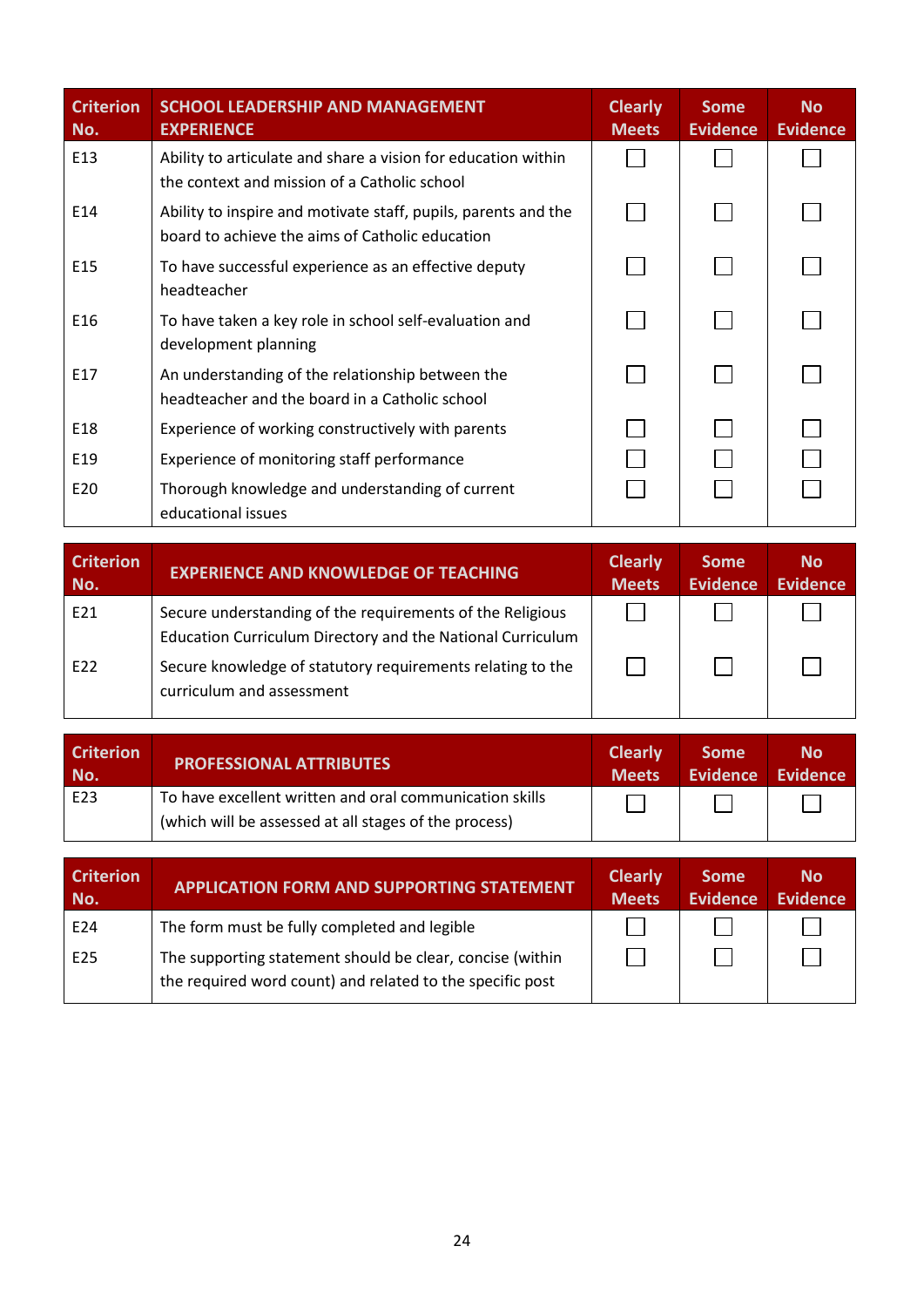| Criterion No. | SCHOOL LEADERSHIP AND MANAGEMENT EXPERIENCE | Clearly Meets | Some Evidence | No Evidence |
|---|---|---|---|---|
| E13 | Ability to articulate and share a vision for education within the context and mission of a Catholic school | ☐ | ☐ | ☐ |
| E14 | Ability to inspire and motivate staff, pupils, parents and the board to achieve the aims of Catholic education | ☐ | ☐ | ☐ |
| E15 | To have successful experience as an effective deputy headteacher | ☐ | ☐ | ☐ |
| E16 | To have taken a key role in school self-evaluation and development planning | ☐ | ☐ | ☐ |
| E17 | An understanding of the relationship between the headteacher and the board in a Catholic school | ☐ | ☐ | ☐ |
| E18 | Experience of working constructively with parents | ☐ | ☐ | ☐ |
| E19 | Experience of monitoring staff performance | ☐ | ☐ | ☐ |
| E20 | Thorough knowledge and understanding of current educational issues | ☐ | ☐ | ☐ |

| Criterion No. | EXPERIENCE AND KNOWLEDGE OF TEACHING | Clearly Meets | Some Evidence | No Evidence |
|---|---|---|---|---|
| E21 | Secure understanding of the requirements of the Religious Education Curriculum Directory and the National Curriculum | ☐ | ☐ | ☐ |
| E22 | Secure knowledge of statutory requirements relating to the curriculum and assessment | ☐ | ☐ | ☐ |

| Criterion No. | PROFESSIONAL ATTRIBUTES | Clearly Meets | Some Evidence | No Evidence |
|---|---|---|---|---|
| E23 | To have excellent written and oral communication skills (which will be assessed at all stages of the process) | ☐ | ☐ | ☐ |

| Criterion No. | APPLICATION FORM AND SUPPORTING STATEMENT | Clearly Meets | Some Evidence | No Evidence |
|---|---|---|---|---|
| E24 | The form must be fully completed and legible | ☐ | ☐ | ☐ |
| E25 | The supporting statement should be clear, concise (within the required word count) and related to the specific post | ☐ | ☐ | ☐ |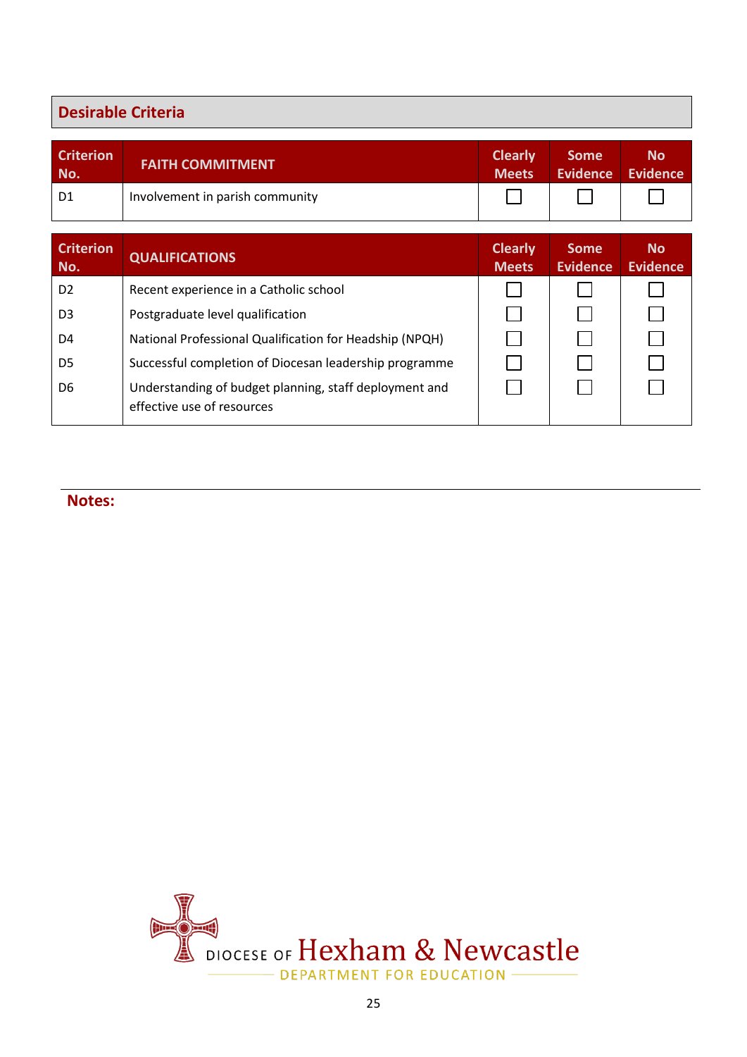## Desirable Criteria

| Criterion No. | FAITH COMMITMENT | Clearly Meets | Some Evidence | No Evidence |
|---|---|---|---|---|
| D1 | Involvement in parish community | ☐ | ☐ | ☐ |

| Criterion No. | QUALIFICATIONS | Clearly Meets | Some Evidence | No Evidence |
|---|---|---|---|---|
| D2 | Recent experience in a Catholic school | ☐ | ☐ | ☐ |
| D3 | Postgraduate level qualification | ☐ | ☐ | ☐ |
| D4 | National Professional Qualification for Headship (NPQH) | ☐ | ☐ | ☐ |
| D5 | Successful completion of Diocesan leadership programme | ☐ | ☐ | ☐ |
| D6 | Understanding of budget planning, staff deployment and effective use of resources | ☐ | ☐ | ☐ |

**Notes:**

DIOCESE OF Hexham & Newcastle
DEPARTMENT FOR EDUCATION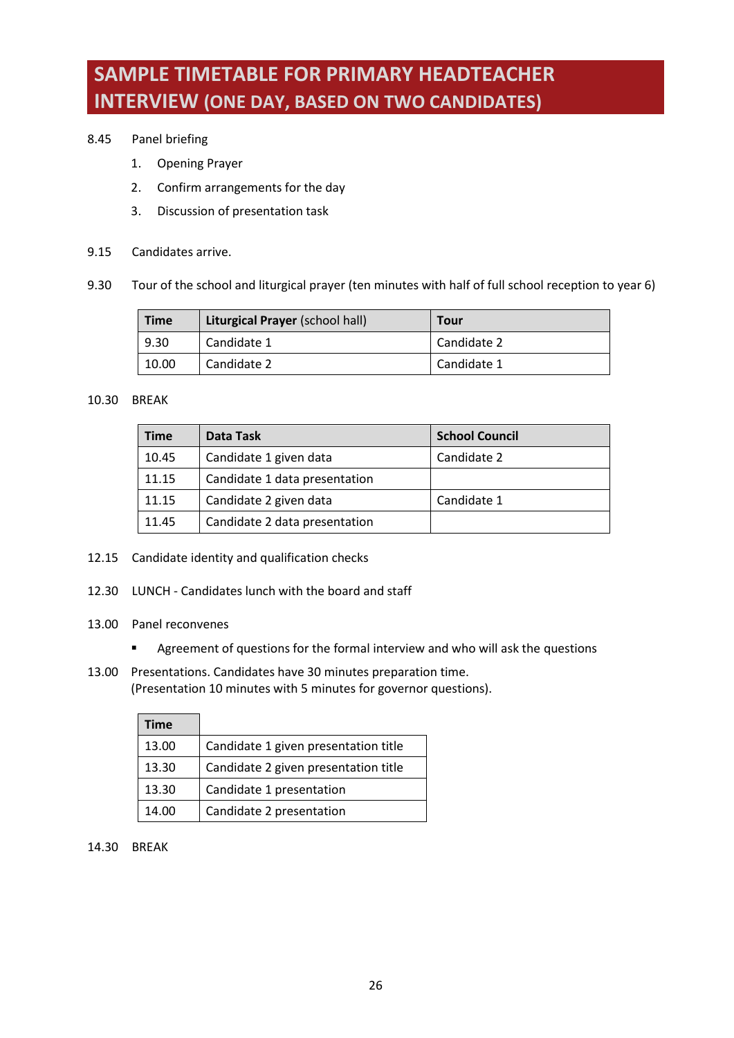# SAMPLE TIMETABLE FOR PRIMARY HEADTEACHER INTERVIEW (ONE DAY, BASED ON TWO CANDIDATES)

8.45 Panel briefing

1. Opening Prayer
2. Confirm arrangements for the day
3. Discussion of presentation task

9.15 Candidates arrive.

9.30 Tour of the school and liturgical prayer (ten minutes with half of full school reception to year 6)

| Time | **Liturgical Prayer** (school hall) | Tour |
|---|---|---|
| 9.30 | Candidate 1 | Candidate 2 |
| 10.00 | Candidate 2 | Candidate 1 |

10.30 BREAK

| Time | Data Task | School Council |
|---|---|---|
| 10.45 | Candidate 1 given data | Candidate 2 |
| 11.15 | Candidate 1 data presentation | |
| 11.15 | Candidate 2 given data | Candidate 1 |
| 11.45 | Candidate 2 data presentation | |

12.15 Candidate identity and qualification checks

12.30 LUNCH - Candidates lunch with the board and staff

13.00 Panel reconvenes

- Agreement of questions for the formal interview and who will ask the questions

13.00 Presentations. Candidates have 30 minutes preparation time.
(Presentation 10 minutes with 5 minutes for governor questions).

| Time | |
|---|---|
| 13.00 | Candidate 1 given presentation title |
| 13.30 | Candidate 2 given presentation title |
| 13.30 | Candidate 1 presentation |
| 14.00 | Candidate 2 presentation |

14.30 BREAK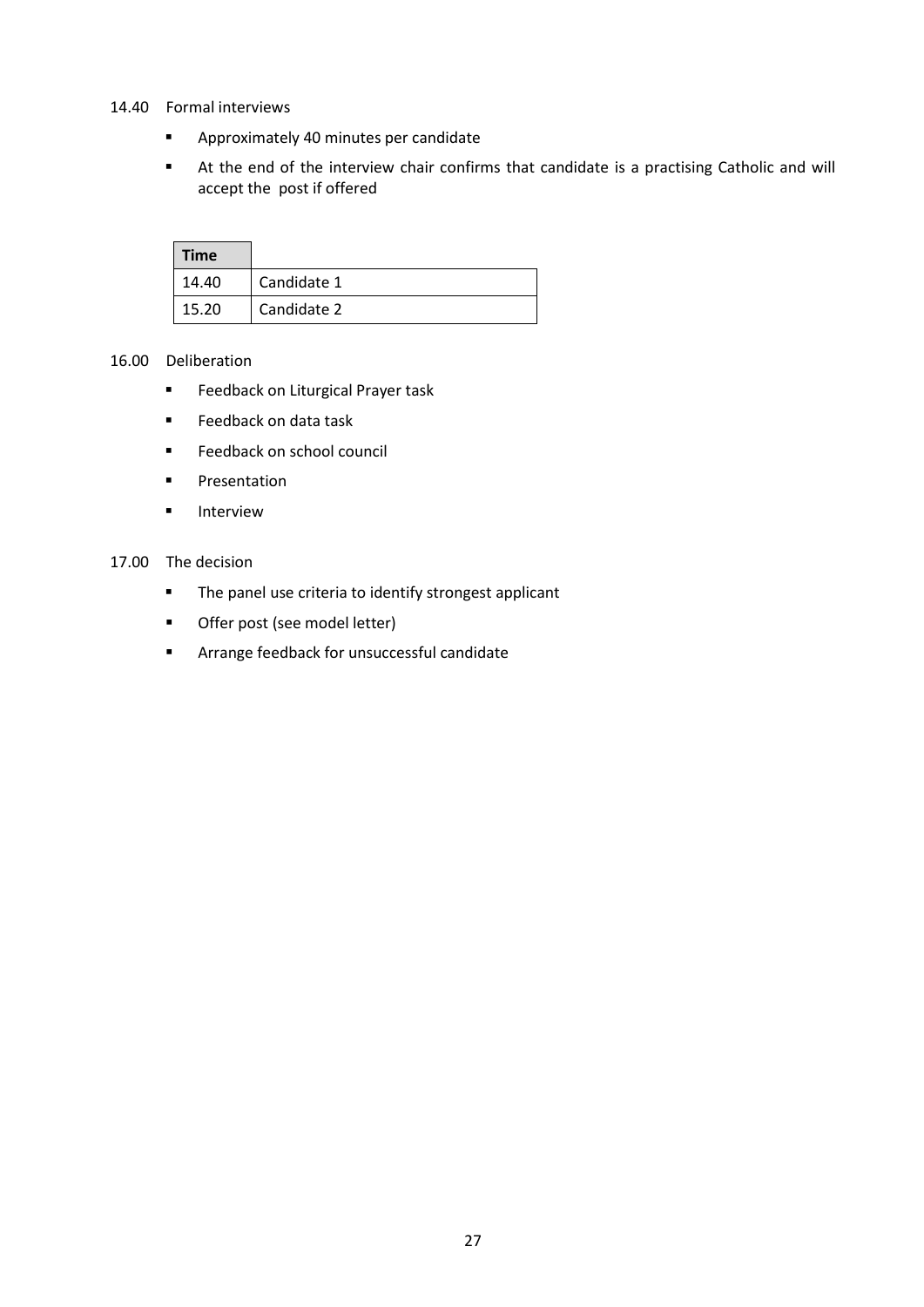14.40 Formal interviews

- Approximately 40 minutes per candidate
- At the end of the interview chair confirms that candidate is a practising Catholic and will accept the post if offered

| Time | |
|---|---|
| 14.40 | Candidate 1 |
| 15.20 | Candidate 2 |

16.00 Deliberation

- Feedback on Liturgical Prayer task
- Feedback on data task
- Feedback on school council
- Presentation
- Interview

17.00 The decision

- The panel use criteria to identify strongest applicant
- Offer post (see model letter)
- Arrange feedback for unsuccessful candidate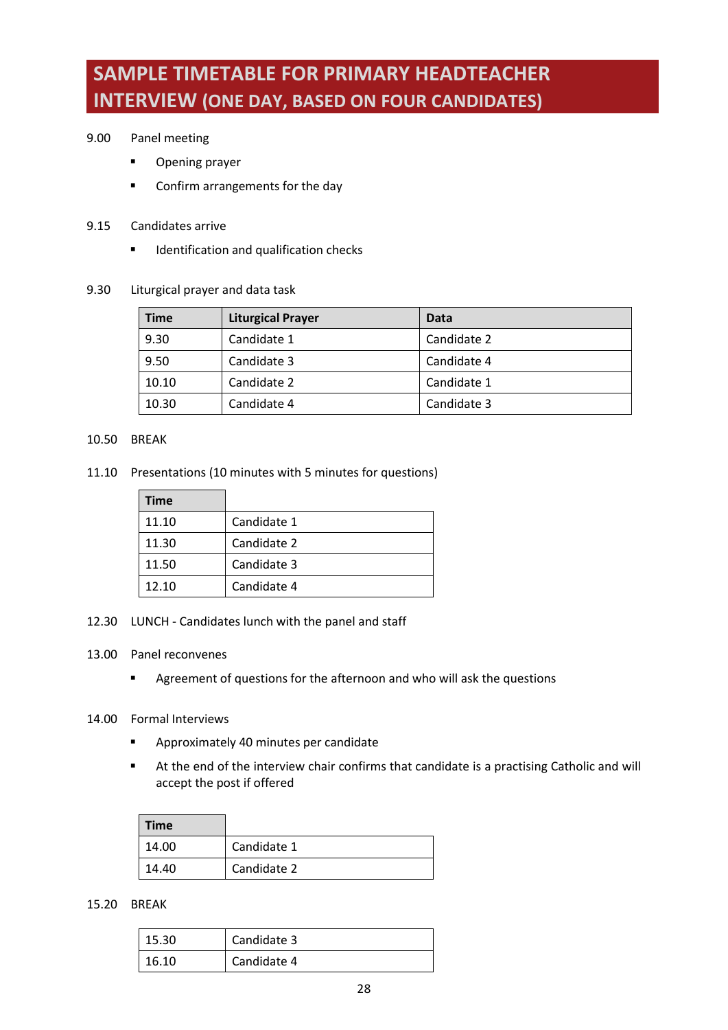# SAMPLE TIMETABLE FOR PRIMARY HEADTEACHER INTERVIEW (ONE DAY, BASED ON FOUR CANDIDATES)

9.00 Panel meeting

- Opening prayer
- Confirm arrangements for the day

9.15 Candidates arrive

- Identification and qualification checks

9.30 Liturgical prayer and data task

| Time | Liturgical Prayer | Data |
|---|---|---|
| 9.30 | Candidate 1 | Candidate 2 |
| 9.50 | Candidate 3 | Candidate 4 |
| 10.10 | Candidate 2 | Candidate 1 |
| 10.30 | Candidate 4 | Candidate 3 |

10.50 BREAK

11.10 Presentations (10 minutes with 5 minutes for questions)

| Time | |
|---|---|
| 11.10 | Candidate 1 |
| 11.30 | Candidate 2 |
| 11.50 | Candidate 3 |
| 12.10 | Candidate 4 |

12.30 LUNCH - Candidates lunch with the panel and staff

13.00 Panel reconvenes

- Agreement of questions for the afternoon and who will ask the questions

14.00 Formal Interviews

- Approximately 40 minutes per candidate
- At the end of the interview chair confirms that candidate is a practising Catholic and will accept the post if offered

| Time | |
|---|---|
| 14.00 | Candidate 1 |
| 14.40 | Candidate 2 |

15.20 BREAK

| | |
|---|---|
| 15.30 | Candidate 3 |
| 16.10 | Candidate 4 |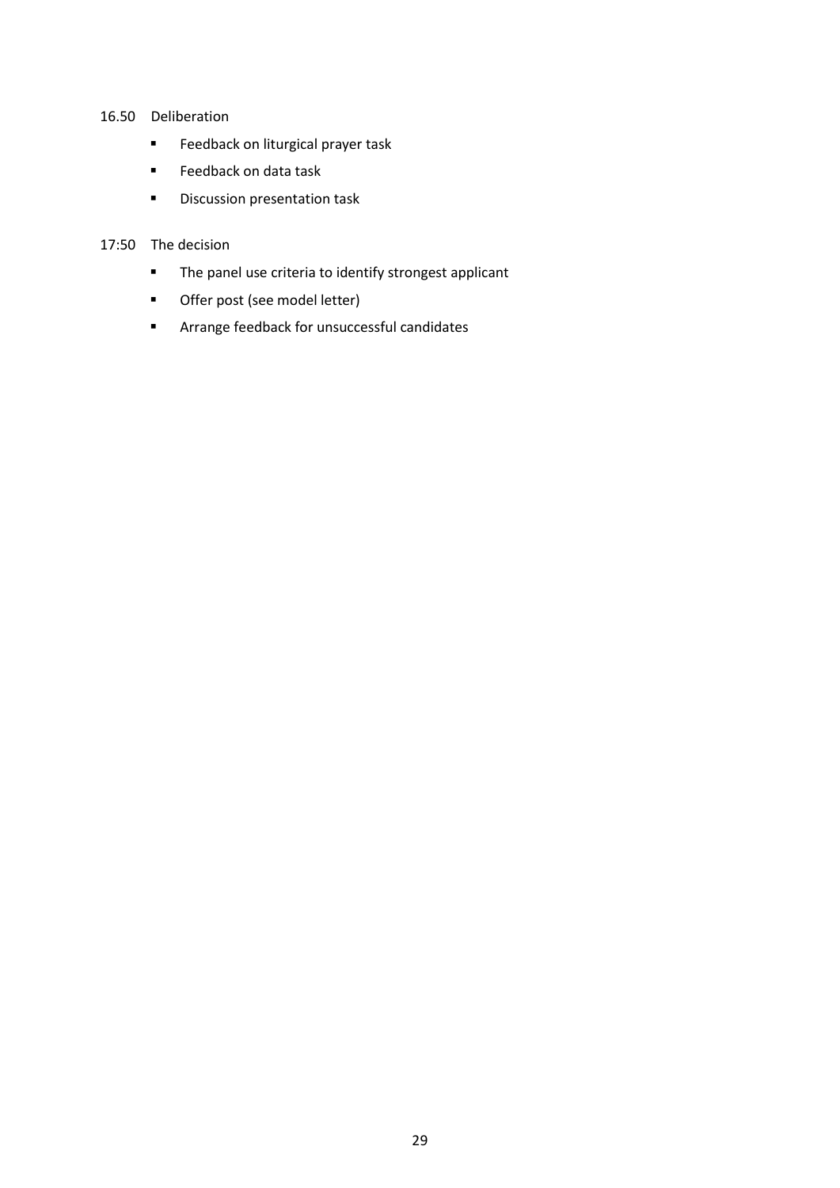16.50 Deliberation

- Feedback on liturgical prayer task
- Feedback on data task
- Discussion presentation task

17:50 The decision

- The panel use criteria to identify strongest applicant
- Offer post (see model letter)
- Arrange feedback for unsuccessful candidates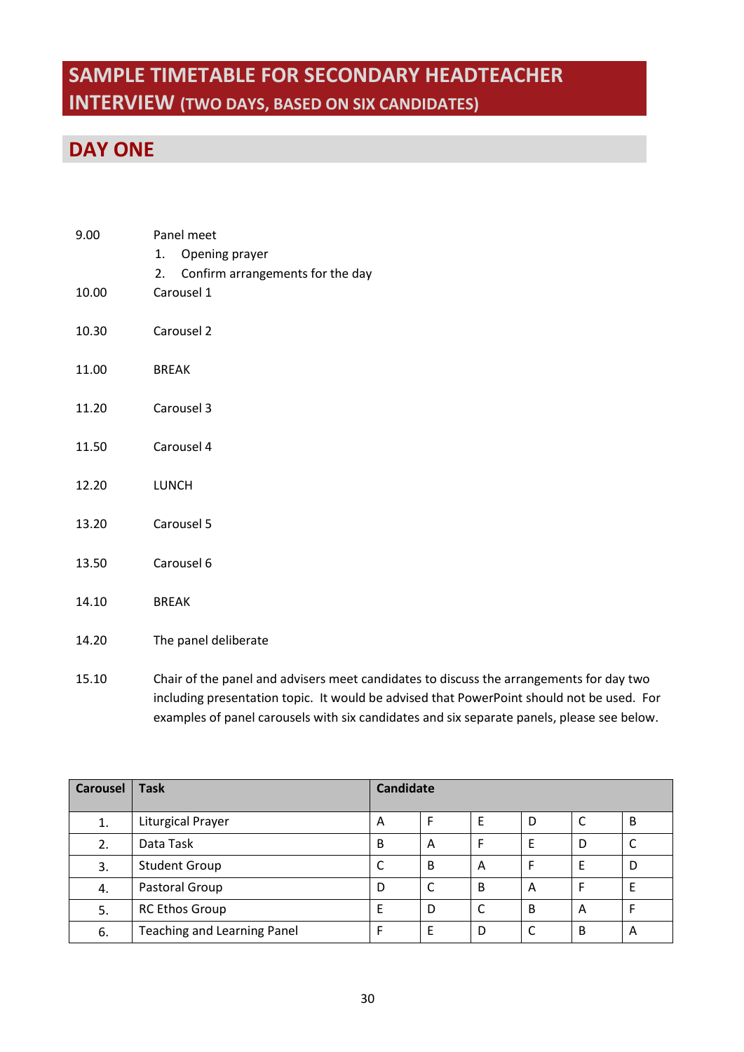# SAMPLE TIMETABLE FOR SECONDARY HEADTEACHER INTERVIEW (TWO DAYS, BASED ON SIX CANDIDATES)

## DAY ONE

9.00 Panel meet

1. Opening prayer
2. Confirm arrangements for the day

10.00 Carousel 1

10.30 Carousel 2

11.00 BREAK

11.20 Carousel 3

11.50 Carousel 4

12.20 LUNCH

13.20 Carousel 5

13.50 Carousel 6

14.10 BREAK

14.20 The panel deliberate

15.10 Chair of the panel and advisers meet candidates to discuss the arrangements for day two including presentation topic. It would be advised that PowerPoint should not be used. For examples of panel carousels with six candidates and six separate panels, please see below.

| Carousel | Task | Candidate | | | | | |
|---|---|---|---|---|---|---|---|
| 1. | Liturgical Prayer | A | F | E | D | C | B |
| 2. | Data Task | B | A | F | E | D | C |
| 3. | Student Group | C | B | A | F | E | D |
| 4. | Pastoral Group | D | C | B | A | F | E |
| 5. | RC Ethos Group | E | D | C | B | A | F |
| 6. | Teaching and Learning Panel | F | E | D | C | B | A |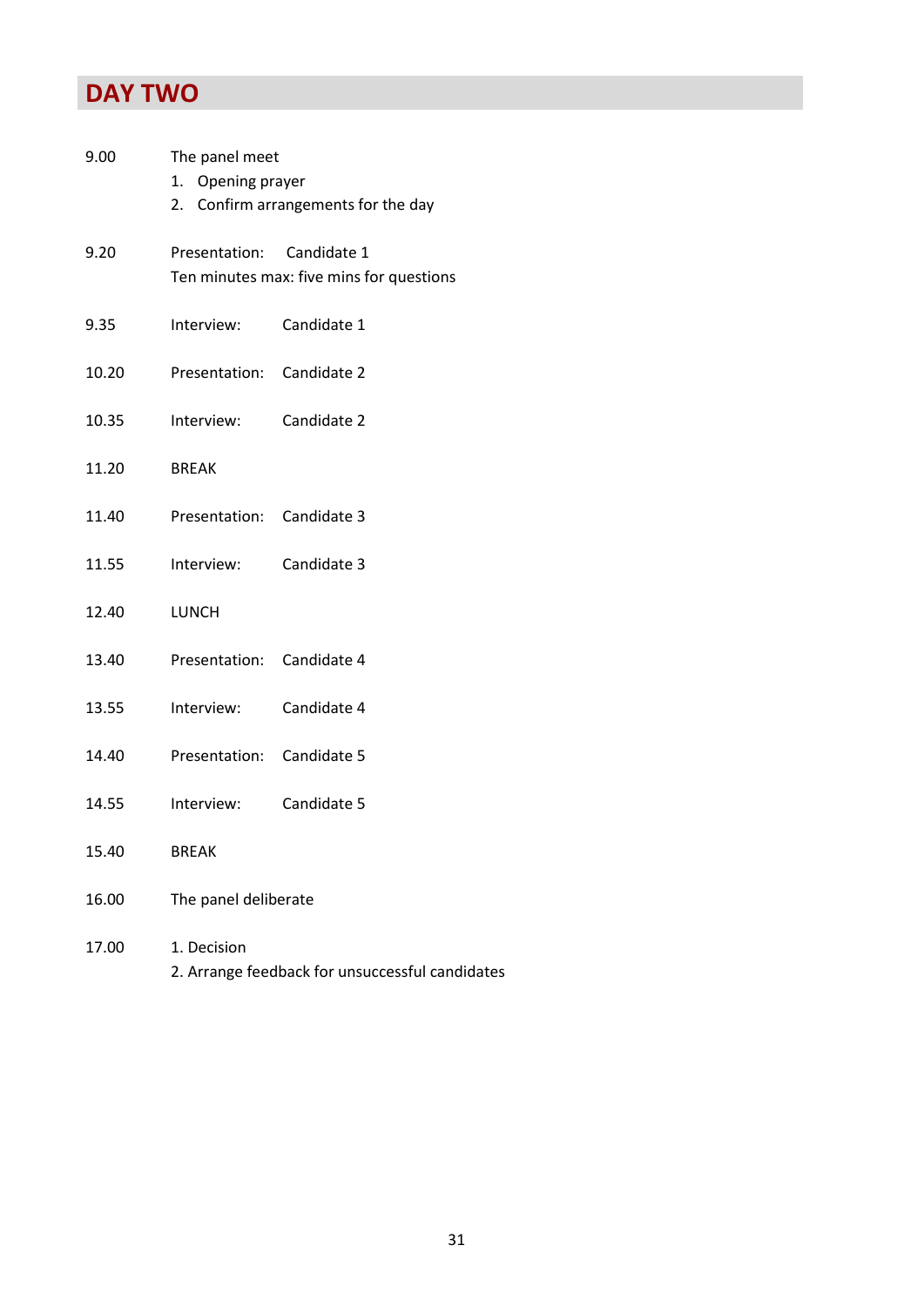## DAY TWO

| | |
|---|---|
| 9.00 | The panel meet<br>1. Opening prayer<br>2. Confirm arrangements for the day |
| 9.20 | Presentation: Candidate 1<br>Ten minutes max: five mins for questions |
| 9.35 | Interview: Candidate 1 |
| 10.20 | Presentation: Candidate 2 |
| 10.35 | Interview: Candidate 2 |
| 11.20 | BREAK |
| 11.40 | Presentation: Candidate 3 |
| 11.55 | Interview: Candidate 3 |
| 12.40 | LUNCH |
| 13.40 | Presentation: Candidate 4 |
| 13.55 | Interview: Candidate 4 |
| 14.40 | Presentation: Candidate 5 |
| 14.55 | Interview: Candidate 5 |
| 15.40 | BREAK |
| 16.00 | The panel deliberate |
| 17.00 | 1. Decision<br>2. Arrange feedback for unsuccessful candidates |